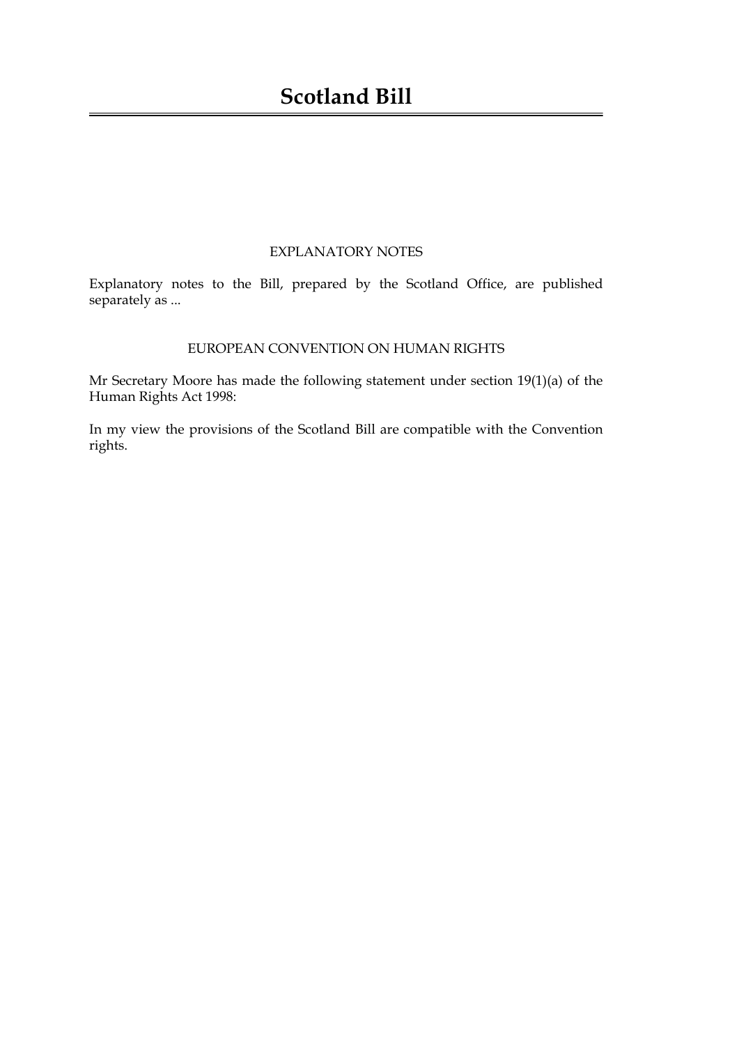# Scotland Bill

EXPLANATORY NOTES

Explanatory notes to the Bill, prepared by the Scotland Office, are published separately as ...

EUROPEAN CONVENTION ON HUMAN RIGHTS

Mr Secretary Moore has made the following statement under section 19(1)(a) of the Human Rights Act 1998:

In my view the provisions of the Scotland Bill are compatible with the Convention rights.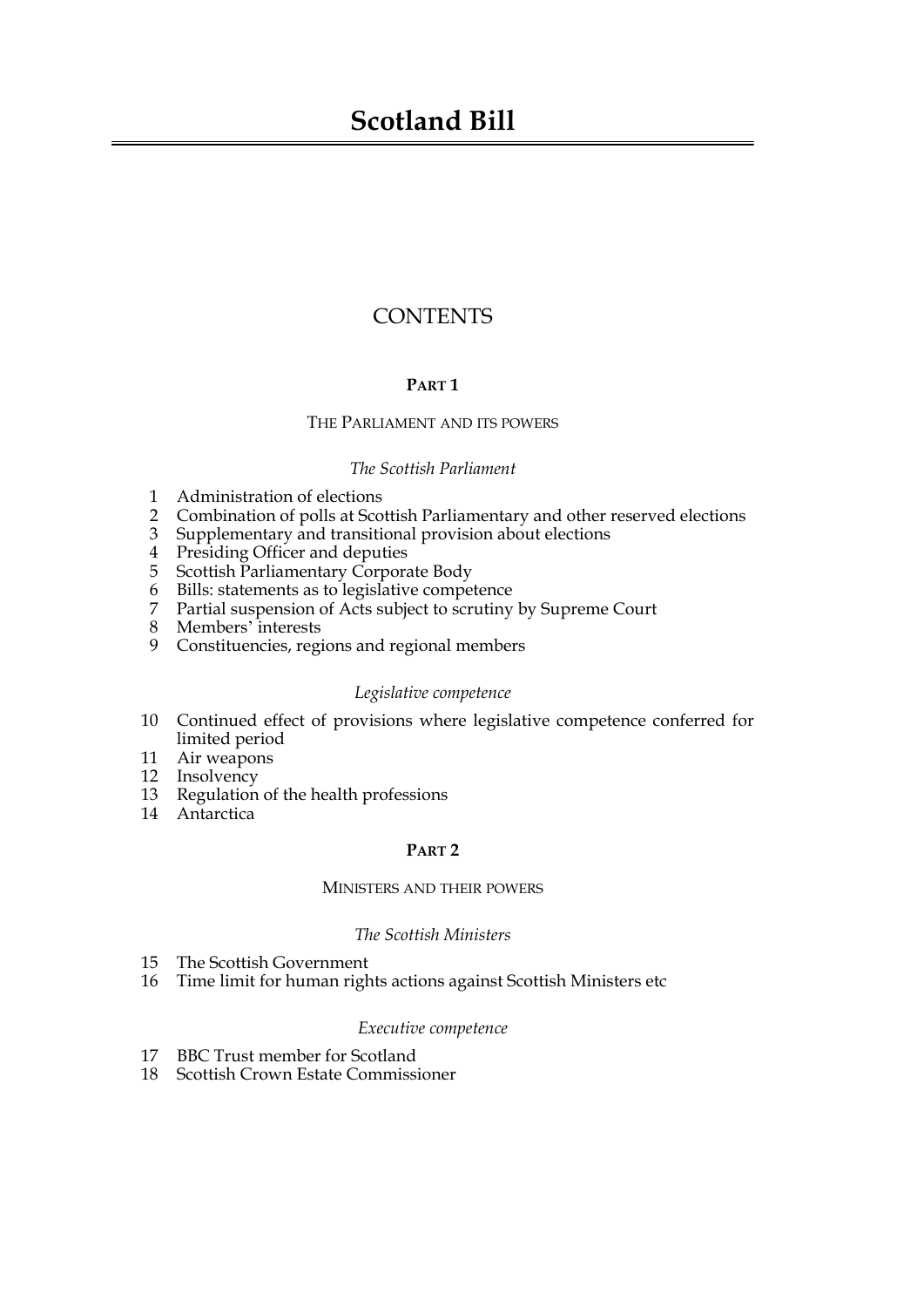# Scotland Bill

## CONTENTS

### PART 1

#### THE PARLIAMENT AND ITS POWERS

*The Scottish Parliament*

1 Administration of elections
2 Combination of polls at Scottish Parliamentary and other reserved elections
3 Supplementary and transitional provision about elections
4 Presiding Officer and deputies
5 Scottish Parliamentary Corporate Body
6 Bills: statements as to legislative competence
7 Partial suspension of Acts subject to scrutiny by Supreme Court
8 Members' interests
9 Constituencies, regions and regional members

*Legislative competence*

10 Continued effect of provisions where legislative competence conferred for limited period
11 Air weapons
12 Insolvency
13 Regulation of the health professions
14 Antarctica

### PART 2

#### MINISTERS AND THEIR POWERS

*The Scottish Ministers*

15 The Scottish Government
16 Time limit for human rights actions against Scottish Ministers etc

*Executive competence*

17 BBC Trust member for Scotland
18 Scottish Crown Estate Commissioner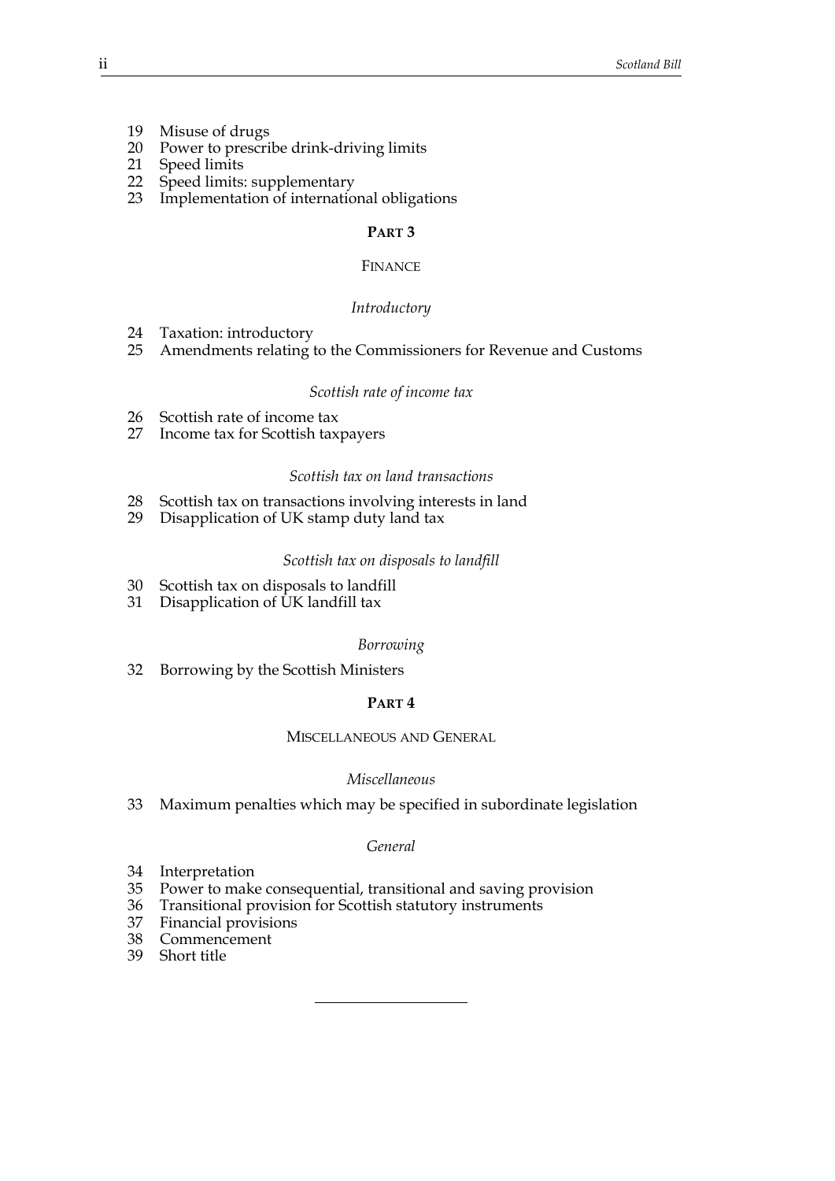19 Misuse of drugs
20 Power to prescribe drink-driving limits
21 Speed limits
22 Speed limits: supplementary
23 Implementation of international obligations

## PART 3

### FINANCE

*Introductory*

24 Taxation: introductory
25 Amendments relating to the Commissioners for Revenue and Customs

*Scottish rate of income tax*

26 Scottish rate of income tax
27 Income tax for Scottish taxpayers

*Scottish tax on land transactions*

28 Scottish tax on transactions involving interests in land
29 Disapplication of UK stamp duty land tax

*Scottish tax on disposals to landfill*

30 Scottish tax on disposals to landfill
31 Disapplication of UK landfill tax

*Borrowing*

32 Borrowing by the Scottish Ministers

## PART 4

### MISCELLANEOUS AND GENERAL

*Miscellaneous*

33 Maximum penalties which may be specified in subordinate legislation

*General*

34 Interpretation
35 Power to make consequential, transitional and saving provision
36 Transitional provision for Scottish statutory instruments
37 Financial provisions
38 Commencement
39 Short title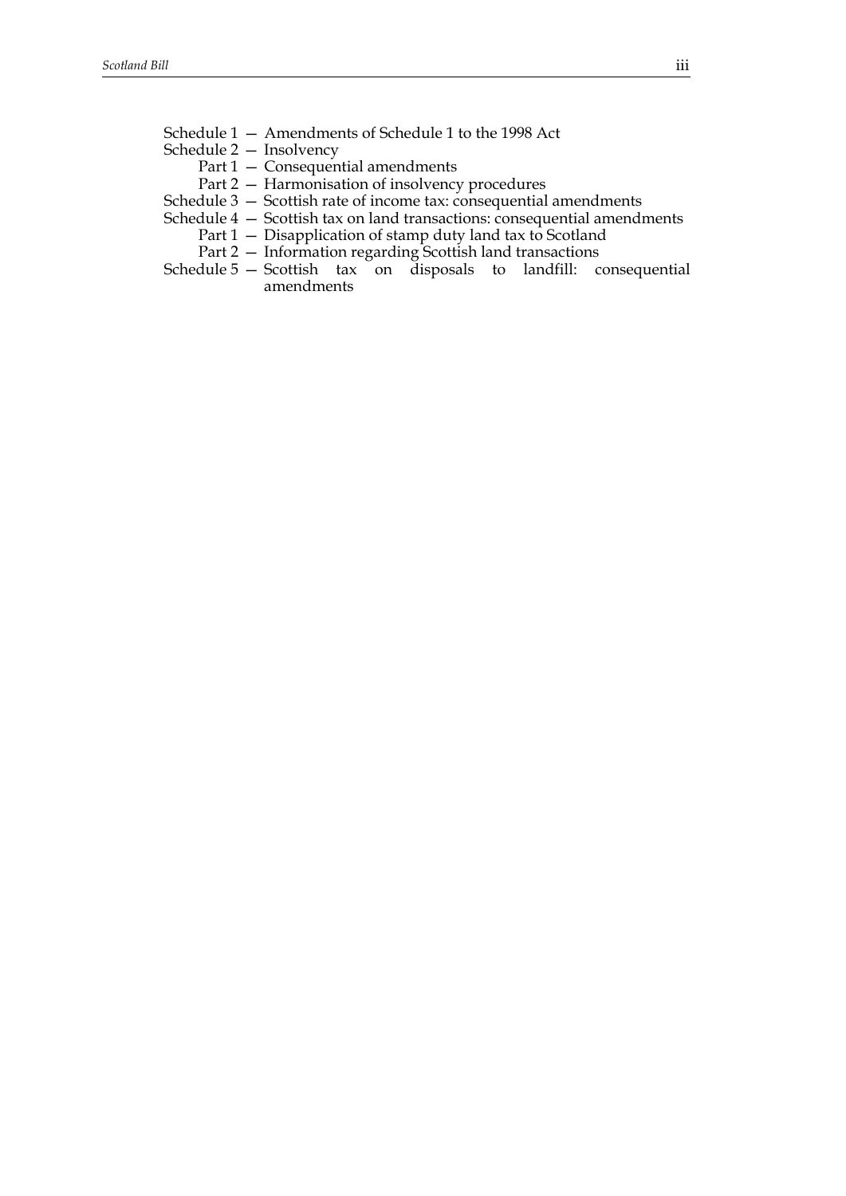Schedule 1 — Amendments of Schedule 1 to the 1998 Act

Schedule 2 — Insolvency

- Part 1 — Consequential amendments
- Part 2 — Harmonisation of insolvency procedures

Schedule 3 — Scottish rate of income tax: consequential amendments

Schedule 4 — Scottish tax on land transactions: consequential amendments

- Part 1 — Disapplication of stamp duty land tax to Scotland
- Part 2 — Information regarding Scottish land transactions

Schedule 5 — Scottish tax on disposals to landfill: consequential amendments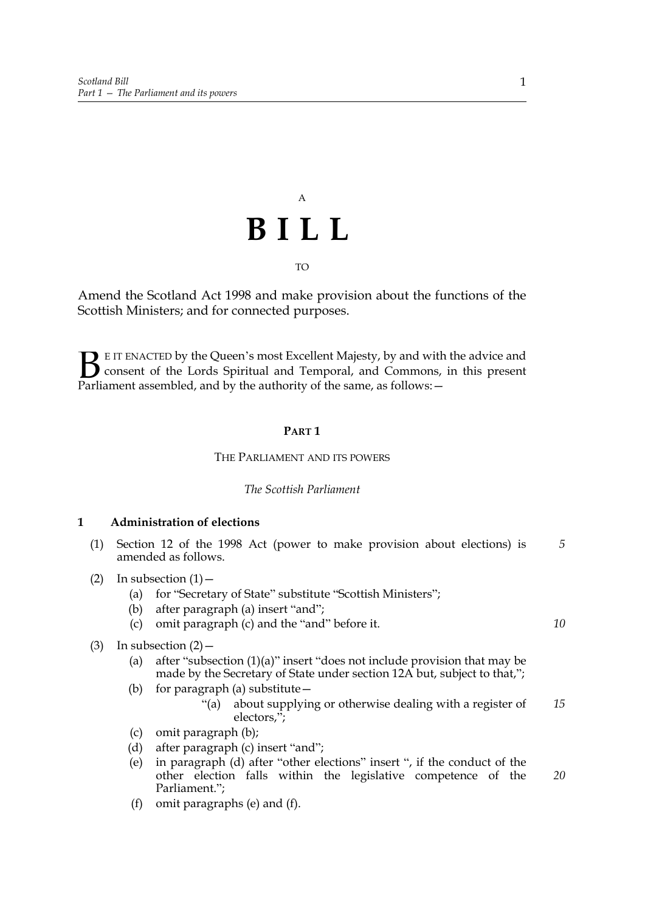A

# B I L L

TO

Amend the Scotland Act 1998 and make provision about the functions of the Scottish Ministers; and for connected purposes.

BE IT ENACTED by the Queen's most Excellent Majesty, by and with the advice and consent of the Lords Spiritual and Temporal, and Commons, in this present Parliament assembled, and by the authority of the same, as follows:—

## PART 1

### THE PARLIAMENT AND ITS POWERS

*The Scottish Parliament*

**1 Administration of elections**

(1) Section 12 of the 1998 Act (power to make provision about elections) is amended as follows.

(2) In subsection (1)—

(a) for "Secretary of State" substitute "Scottish Ministers";

(b) after paragraph (a) insert "and";

(c) omit paragraph (c) and the "and" before it.

(3) In subsection (2)—

(a) after "subsection (1)(a)" insert "does not include provision that may be made by the Secretary of State under section 12A but, subject to that,";

(b) for paragraph (a) substitute—

"(a) about supplying or otherwise dealing with a register of electors,";

(c) omit paragraph (b);

(d) after paragraph (c) insert "and";

(e) in paragraph (d) after "other elections" insert ", if the conduct of the other election falls within the legislative competence of the Parliament.";

(f) omit paragraphs (e) and (f).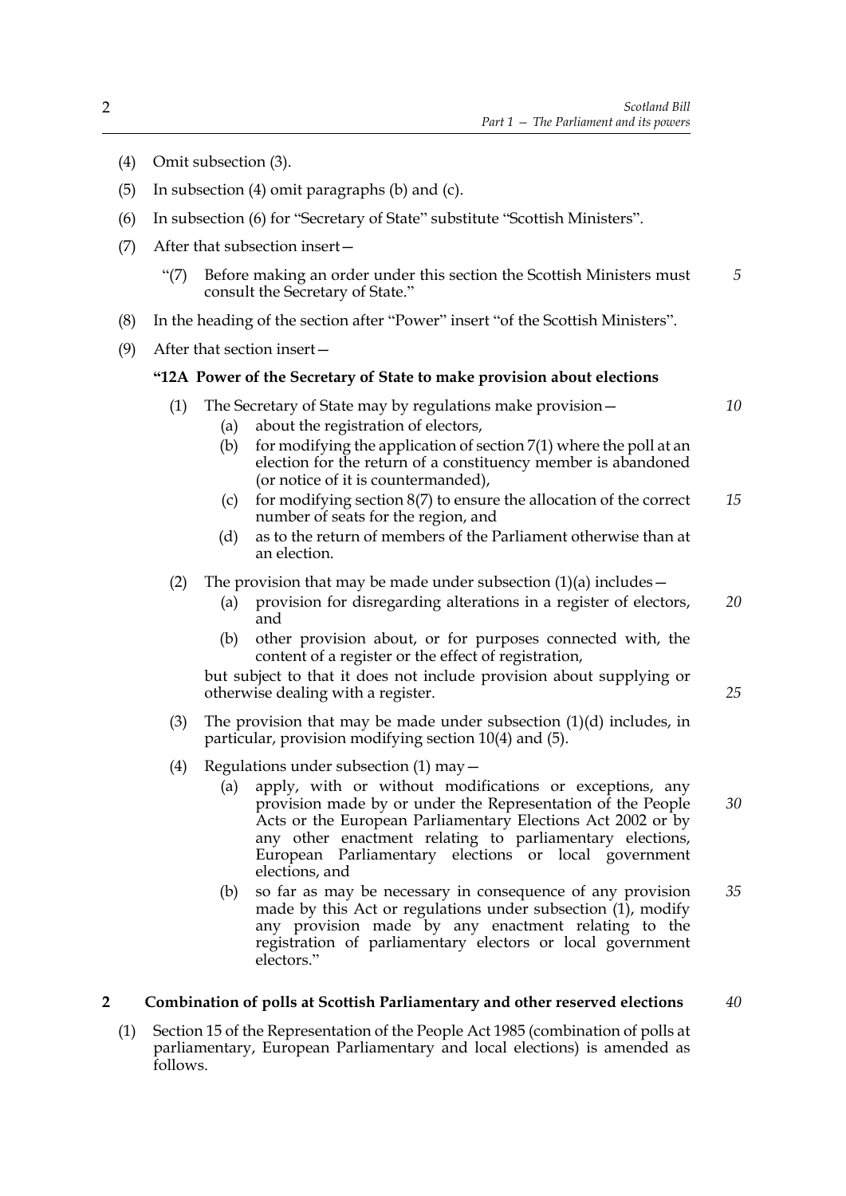(4) Omit subsection (3).

(5) In subsection (4) omit paragraphs (b) and (c).

(6) In subsection (6) for "Secretary of State" substitute "Scottish Ministers".

(7) After that subsection insert—

> "(7) Before making an order under this section the Scottish Ministers must consult the Secretary of State."

(8) In the heading of the section after "Power" insert "of the Scottish Ministers".

(9) After that section insert—

> **"12A Power of the Secretary of State to make provision about elections**
>
> (1) The Secretary of State may by regulations make provision—
>
> (a) about the registration of electors,
>
> (b) for modifying the application of section 7(1) where the poll at an election for the return of a constituency member is abandoned (or notice of it is countermanded),
>
> (c) for modifying section 8(7) to ensure the allocation of the correct number of seats for the region, and
>
> (d) as to the return of members of the Parliament otherwise than at an election.
>
> (2) The provision that may be made under subsection (1)(a) includes—
>
> (a) provision for disregarding alterations in a register of electors, and
>
> (b) other provision about, or for purposes connected with, the content of a register or the effect of registration,
>
> but subject to that it does not include provision about supplying or otherwise dealing with a register.
>
> (3) The provision that may be made under subsection (1)(d) includes, in particular, provision modifying section 10(4) and (5).
>
> (4) Regulations under subsection (1) may—
>
> (a) apply, with or without modifications or exceptions, any provision made by or under the Representation of the People Acts or the European Parliamentary Elections Act 2002 or by any other enactment relating to parliamentary elections, European Parliamentary elections or local government elections, and
>
> (b) so far as may be necessary in consequence of any provision made by this Act or regulations under subsection (1), modify any provision made by any enactment relating to the registration of parliamentary electors or local government electors."

## 2 Combination of polls at Scottish Parliamentary and other reserved elections

(1) Section 15 of the Representation of the People Act 1985 (combination of polls at parliamentary, European Parliamentary and local elections) is amended as follows.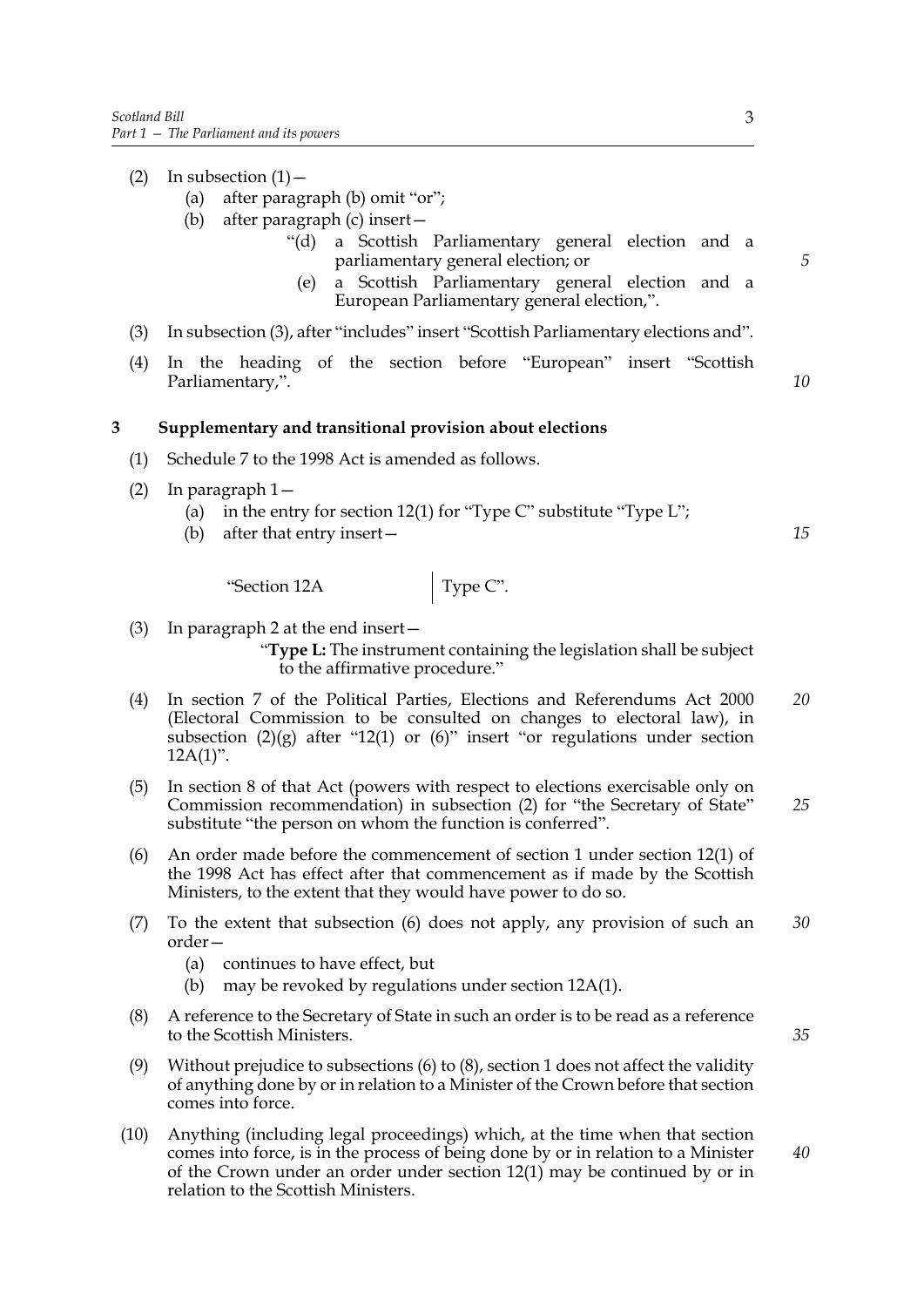(2) In subsection (1)—

  (a) after paragraph (b) omit "or";

  (b) after paragraph (c) insert—

   "(d) a Scottish Parliamentary general election and a parliamentary general election; or

   (e) a Scottish Parliamentary general election and a European Parliamentary general election,".

(3) In subsection (3), after "includes" insert "Scottish Parliamentary elections and".

(4) In the heading of the section before "European" insert "Scottish Parliamentary,".

## 3 Supplementary and transitional provision about elections

(1) Schedule 7 to the 1998 Act is amended as follows.

(2) In paragraph 1—

  (a) in the entry for section 12(1) for "Type C" substitute "Type L";

  (b) after that entry insert—

| "Section 12A | Type C". |
|---|---|

(3) In paragraph 2 at the end insert—

  "**Type L:** The instrument containing the legislation shall be subject to the affirmative procedure."

(4) In section 7 of the Political Parties, Elections and Referendums Act 2000 (Electoral Commission to be consulted on changes to electoral law), in subsection (2)(g) after "12(1) or (6)" insert "or regulations under section 12A(1)".

(5) In section 8 of that Act (powers with respect to elections exercisable only on Commission recommendation) in subsection (2) for "the Secretary of State" substitute "the person on whom the function is conferred".

(6) An order made before the commencement of section 1 under section 12(1) of the 1998 Act has effect after that commencement as if made by the Scottish Ministers, to the extent that they would have power to do so.

(7) To the extent that subsection (6) does not apply, any provision of such an order—

  (a) continues to have effect, but

  (b) may be revoked by regulations under section 12A(1).

(8) A reference to the Secretary of State in such an order is to be read as a reference to the Scottish Ministers.

(9) Without prejudice to subsections (6) to (8), section 1 does not affect the validity of anything done by or in relation to a Minister of the Crown before that section comes into force.

(10) Anything (including legal proceedings) which, at the time when that section comes into force, is in the process of being done by or in relation to a Minister of the Crown under an order under section 12(1) may be continued by or in relation to the Scottish Ministers.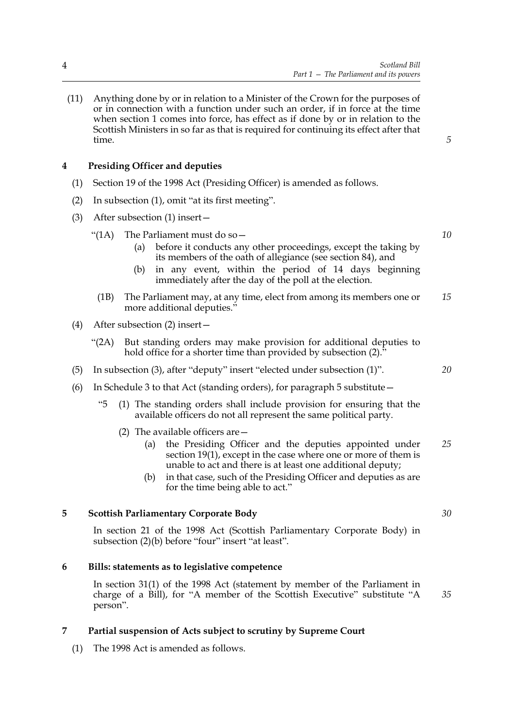(11) Anything done by or in relation to a Minister of the Crown for the purposes of or in connection with a function under such an order, if in force at the time when section 1 comes into force, has effect as if done by or in relation to the Scottish Ministers in so far as that is required for continuing its effect after that time.

## 4 Presiding Officer and deputies

(1) Section 19 of the 1998 Act (Presiding Officer) is amended as follows.

(2) In subsection (1), omit "at its first meeting".

(3) After subsection (1) insert—

"(1A) The Parliament must do so—

(a) before it conducts any other proceedings, except the taking by its members of the oath of allegiance (see section 84), and

(b) in any event, within the period of 14 days beginning immediately after the day of the poll at the election.

(1B) The Parliament may, at any time, elect from among its members one or more additional deputies."

(4) After subsection (2) insert—

"(2A) But standing orders may make provision for additional deputies to hold office for a shorter time than provided by subsection (2)."

(5) In subsection (3), after "deputy" insert "elected under subsection (1)".

(6) In Schedule 3 to that Act (standing orders), for paragraph 5 substitute—

"5 (1) The standing orders shall include provision for ensuring that the available officers do not all represent the same political party.

(2) The available officers are—

(a) the Presiding Officer and the deputies appointed under section 19(1), except in the case where one or more of them is unable to act and there is at least one additional deputy;

(b) in that case, such of the Presiding Officer and deputies as are for the time being able to act."

## 5 Scottish Parliamentary Corporate Body

In section 21 of the 1998 Act (Scottish Parliamentary Corporate Body) in subsection (2)(b) before "four" insert "at least".

## 6 Bills: statements as to legislative competence

In section 31(1) of the 1998 Act (statement by member of the Parliament in charge of a Bill), for "A member of the Scottish Executive" substitute "A person".

## 7 Partial suspension of Acts subject to scrutiny by Supreme Court

(1) The 1998 Act is amended as follows.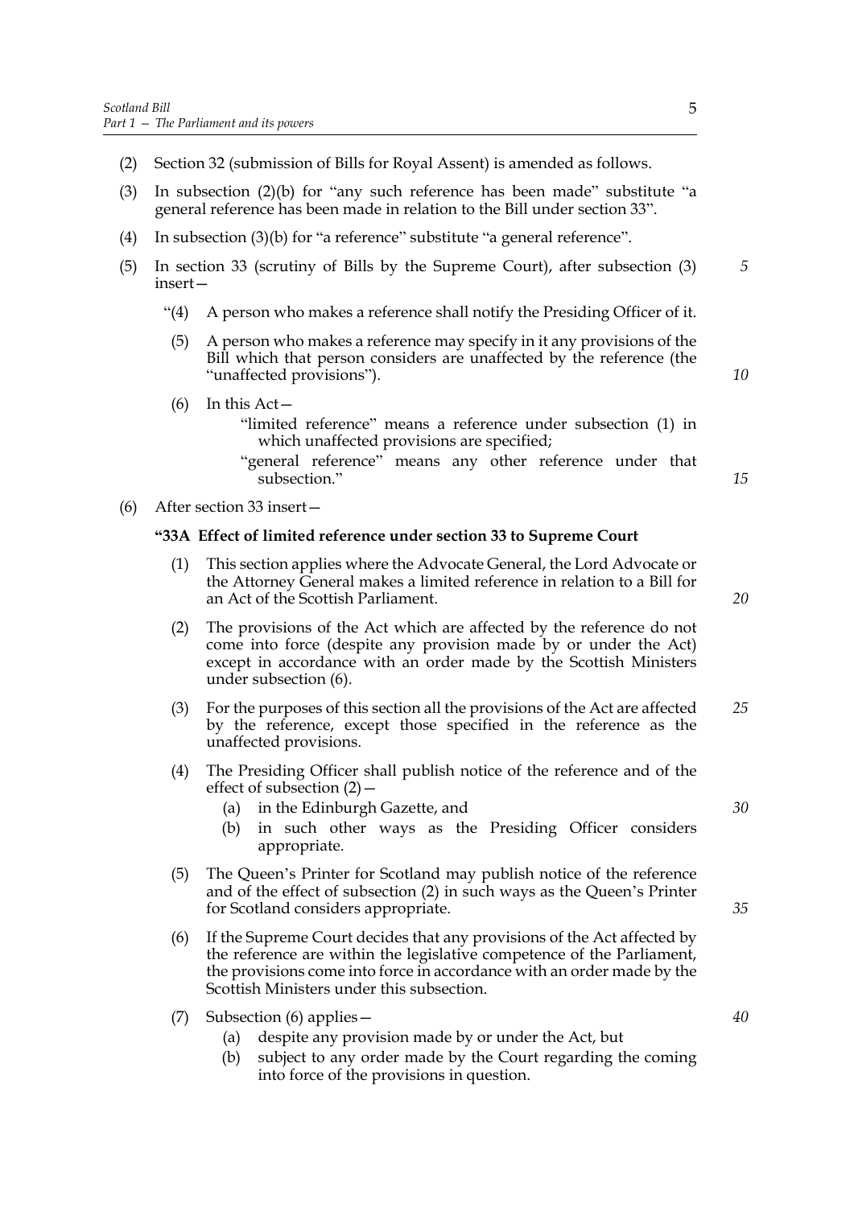(2) Section 32 (submission of Bills for Royal Assent) is amended as follows.

(3) In subsection (2)(b) for "any such reference has been made" substitute "a general reference has been made in relation to the Bill under section 33".

(4) In subsection (3)(b) for "a reference" substitute "a general reference".

(5) In section 33 (scrutiny of Bills by the Supreme Court), after subsection (3) insert—

> "(4) A person who makes a reference shall notify the Presiding Officer of it.
>
> (5) A person who makes a reference may specify in it any provisions of the Bill which that person considers are unaffected by the reference (the "unaffected provisions").
>
> (6) In this Act—
>
> "limited reference" means a reference under subsection (1) in which unaffected provisions are specified;
>
> "general reference" means any other reference under that subsection."

(6) After section 33 insert—

> **"33A Effect of limited reference under section 33 to Supreme Court**
>
> (1) This section applies where the Advocate General, the Lord Advocate or the Attorney General makes a limited reference in relation to a Bill for an Act of the Scottish Parliament.
>
> (2) The provisions of the Act which are affected by the reference do not come into force (despite any provision made by or under the Act) except in accordance with an order made by the Scottish Ministers under subsection (6).
>
> (3) For the purposes of this section all the provisions of the Act are affected by the reference, except those specified in the reference as the unaffected provisions.
>
> (4) The Presiding Officer shall publish notice of the reference and of the effect of subsection (2)—
>
> (a) in the Edinburgh Gazette, and
>
> (b) in such other ways as the Presiding Officer considers appropriate.
>
> (5) The Queen's Printer for Scotland may publish notice of the reference and of the effect of subsection (2) in such ways as the Queen's Printer for Scotland considers appropriate.
>
> (6) If the Supreme Court decides that any provisions of the Act affected by the reference are within the legislative competence of the Parliament, the provisions come into force in accordance with an order made by the Scottish Ministers under this subsection.
>
> (7) Subsection (6) applies—
>
> (a) despite any provision made by or under the Act, but
>
> (b) subject to any order made by the Court regarding the coming into force of the provisions in question.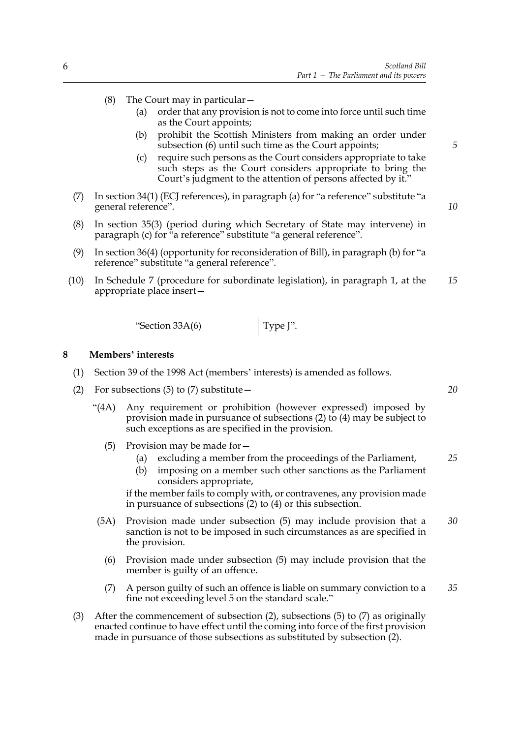(8) The Court may in particular—

(a) order that any provision is not to come into force until such time as the Court appoints;

(b) prohibit the Scottish Ministers from making an order under subsection (6) until such time as the Court appoints;

(c) require such persons as the Court considers appropriate to take such steps as the Court considers appropriate to bring the Court's judgment to the attention of persons affected by it."

(7) In section 34(1) (ECJ references), in paragraph (a) for "a reference" substitute "a general reference".

(8) In section 35(3) (period during which Secretary of State may intervene) in paragraph (c) for "a reference" substitute "a general reference".

(9) In section 36(4) (opportunity for reconsideration of Bill), in paragraph (b) for "a reference" substitute "a general reference".

(10) In Schedule 7 (procedure for subordinate legislation), in paragraph 1, at the appropriate place insert—

| | |
|---|---|
| "Section 33A(6) | Type J". |

## 8 Members' interests

(1) Section 39 of the 1998 Act (members' interests) is amended as follows.

(2) For subsections (5) to (7) substitute—

"(4A) Any requirement or prohibition (however expressed) imposed by provision made in pursuance of subsections (2) to (4) may be subject to such exceptions as are specified in the provision.

(5) Provision may be made for—

(a) excluding a member from the proceedings of the Parliament,

(b) imposing on a member such other sanctions as the Parliament considers appropriate,

if the member fails to comply with, or contravenes, any provision made in pursuance of subsections (2) to (4) or this subsection.

(5A) Provision made under subsection (5) may include provision that a sanction is not to be imposed in such circumstances as are specified in the provision.

(6) Provision made under subsection (5) may include provision that the member is guilty of an offence.

(7) A person guilty of such an offence is liable on summary conviction to a fine not exceeding level 5 on the standard scale."

(3) After the commencement of subsection (2), subsections (5) to (7) as originally enacted continue to have effect until the coming into force of the first provision made in pursuance of those subsections as substituted by subsection (2).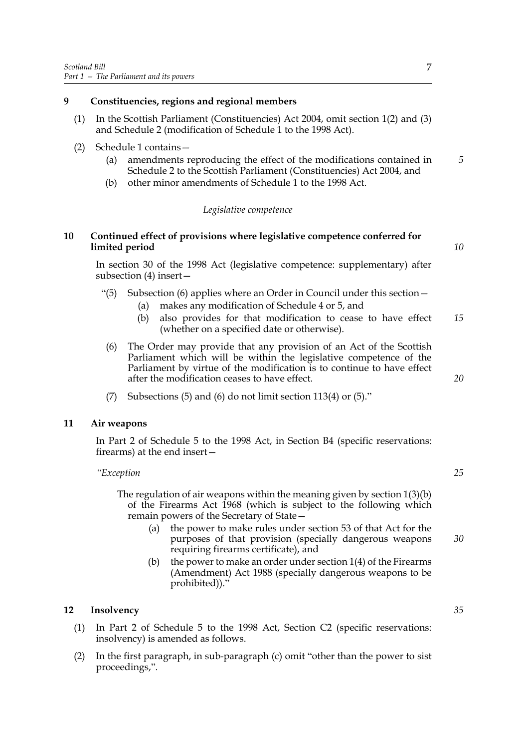**9 Constituencies, regions and regional members**

(1) In the Scottish Parliament (Constituencies) Act 2004, omit section 1(2) and (3) and Schedule 2 (modification of Schedule 1 to the 1998 Act).

(2) Schedule 1 contains—

(a) amendments reproducing the effect of the modifications contained in Schedule 2 to the Scottish Parliament (Constituencies) Act 2004, and

(b) other minor amendments of Schedule 1 to the 1998 Act.

*Legislative competence*

**10 Continued effect of provisions where legislative competence conferred for limited period**

In section 30 of the 1998 Act (legislative competence: supplementary) after subsection (4) insert—

"(5) Subsection (6) applies where an Order in Council under this section—

(a) makes any modification of Schedule 4 or 5, and

(b) also provides for that modification to cease to have effect (whether on a specified date or otherwise).

(6) The Order may provide that any provision of an Act of the Scottish Parliament which will be within the legislative competence of the Parliament by virtue of the modification is to continue to have effect after the modification ceases to have effect.

(7) Subsections (5) and (6) do not limit section 113(4) or (5)."

**11 Air weapons**

In Part 2 of Schedule 5 to the 1998 Act, in Section B4 (specific reservations: firearms) at the end insert—

*"Exception*

The regulation of air weapons within the meaning given by section 1(3)(b) of the Firearms Act 1968 (which is subject to the following which remain powers of the Secretary of State—

(a) the power to make rules under section 53 of that Act for the purposes of that provision (specially dangerous weapons requiring firearms certificate), and

(b) the power to make an order under section 1(4) of the Firearms (Amendment) Act 1988 (specially dangerous weapons to be prohibited))."

**12 Insolvency**

(1) In Part 2 of Schedule 5 to the 1998 Act, Section C2 (specific reservations: insolvency) is amended as follows.

(2) In the first paragraph, in sub-paragraph (c) omit "other than the power to sist proceedings,".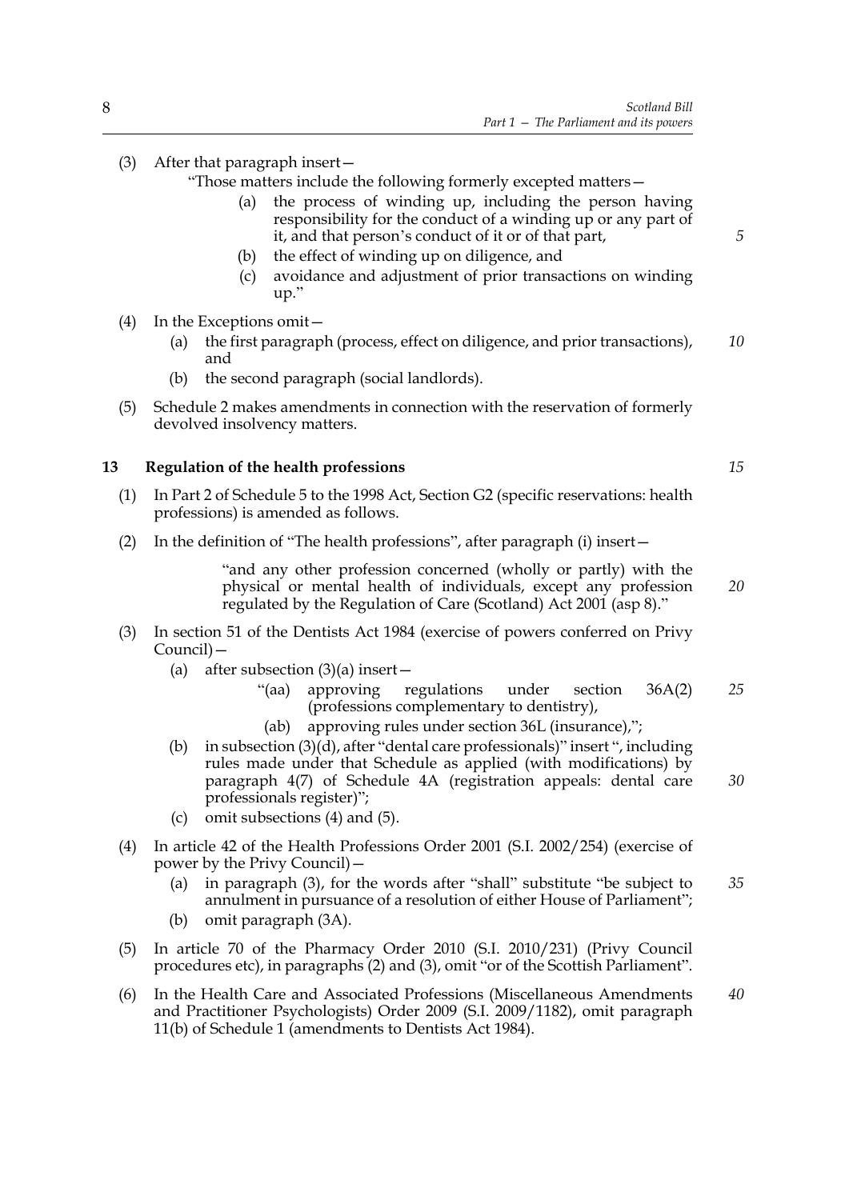(3) After that paragraph insert—

"Those matters include the following formerly excepted matters—

(a) the process of winding up, including the person having responsibility for the conduct of a winding up or any part of it, and that person's conduct of it or of that part,

(b) the effect of winding up on diligence, and

(c) avoidance and adjustment of prior transactions on winding up."

(4) In the Exceptions omit—

(a) the first paragraph (process, effect on diligence, and prior transactions), and

(b) the second paragraph (social landlords).

(5) Schedule 2 makes amendments in connection with the reservation of formerly devolved insolvency matters.

## 13 Regulation of the health professions

(1) In Part 2 of Schedule 5 to the 1998 Act, Section G2 (specific reservations: health professions) is amended as follows.

(2) In the definition of "The health professions", after paragraph (i) insert—

"and any other profession concerned (wholly or partly) with the physical or mental health of individuals, except any profession regulated by the Regulation of Care (Scotland) Act 2001 (asp 8)."

(3) In section 51 of the Dentists Act 1984 (exercise of powers conferred on Privy Council)—

(a) after subsection (3)(a) insert—

"(aa) approving regulations under section 36A(2) (professions complementary to dentistry),

(ab) approving rules under section 36L (insurance),";

(b) in subsection (3)(d), after "dental care professionals)" insert ", including rules made under that Schedule as applied (with modifications) by paragraph 4(7) of Schedule 4A (registration appeals: dental care professionals register)";

(c) omit subsections (4) and (5).

(4) In article 42 of the Health Professions Order 2001 (S.I. 2002/254) (exercise of power by the Privy Council)—

(a) in paragraph (3), for the words after "shall" substitute "be subject to annulment in pursuance of a resolution of either House of Parliament";

(b) omit paragraph (3A).

(5) In article 70 of the Pharmacy Order 2010 (S.I. 2010/231) (Privy Council procedures etc), in paragraphs (2) and (3), omit "or of the Scottish Parliament".

(6) In the Health Care and Associated Professions (Miscellaneous Amendments and Practitioner Psychologists) Order 2009 (S.I. 2009/1182), omit paragraph 11(b) of Schedule 1 (amendments to Dentists Act 1984).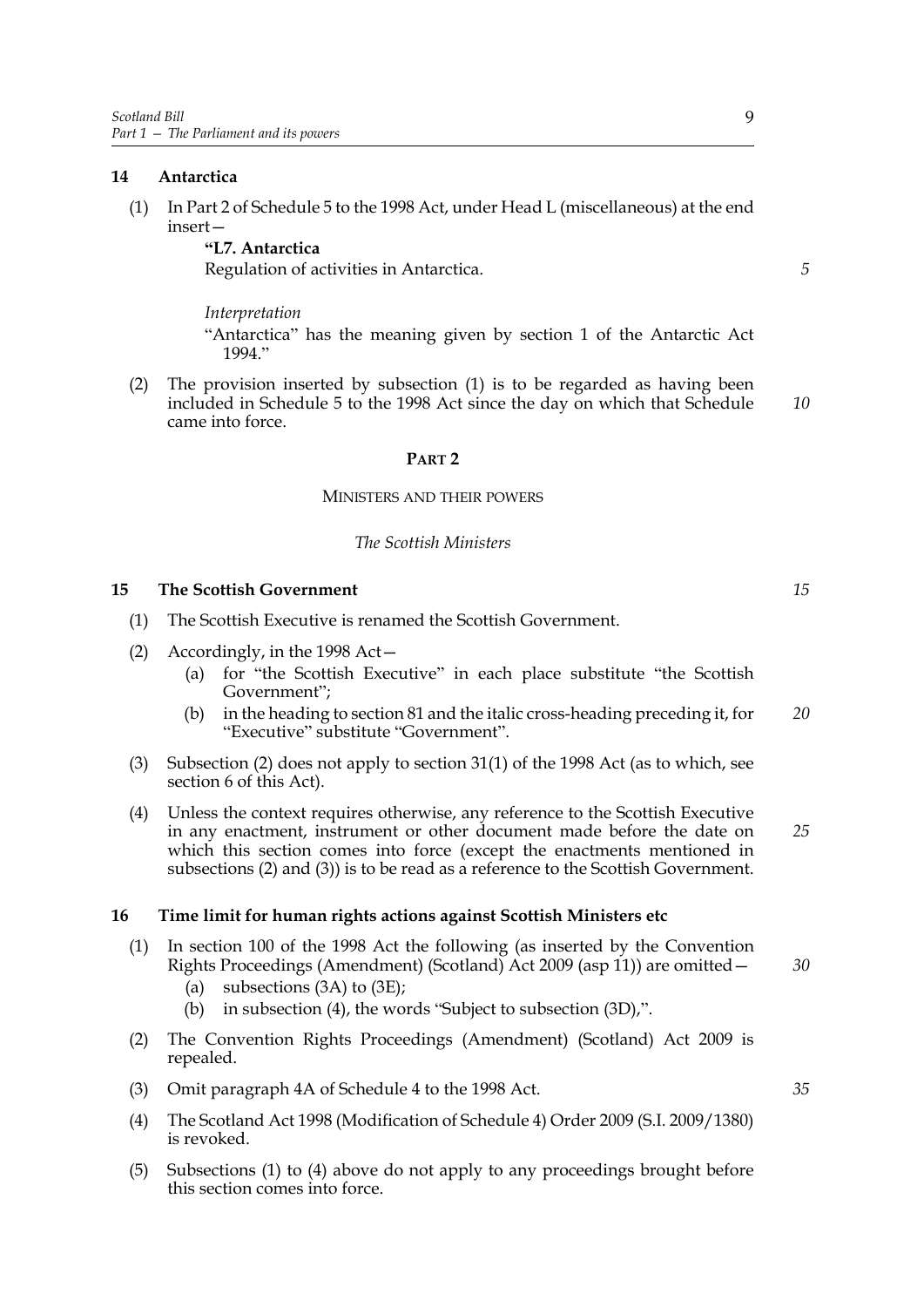### 14 Antarctica

(1) In Part 2 of Schedule 5 to the 1998 Act, under Head L (miscellaneous) at the end insert—

> **"L7. Antarctica**
>
> Regulation of activities in Antarctica.
>
> *Interpretation*
>
> "Antarctica" has the meaning given by section 1 of the Antarctic Act 1994."

(2) The provision inserted by subsection (1) is to be regarded as having been included in Schedule 5 to the 1998 Act since the day on which that Schedule came into force.

## PART 2

### MINISTERS AND THEIR POWERS

*The Scottish Ministers*

### 15 The Scottish Government

(1) The Scottish Executive is renamed the Scottish Government.

(2) Accordingly, in the 1998 Act—

- (a) for "the Scottish Executive" in each place substitute "the Scottish Government";
- (b) in the heading to section 81 and the italic cross-heading preceding it, for "Executive" substitute "Government".

(3) Subsection (2) does not apply to section 31(1) of the 1998 Act (as to which, see section 6 of this Act).

(4) Unless the context requires otherwise, any reference to the Scottish Executive in any enactment, instrument or other document made before the date on which this section comes into force (except the enactments mentioned in subsections (2) and (3)) is to be read as a reference to the Scottish Government.

### 16 Time limit for human rights actions against Scottish Ministers etc

(1) In section 100 of the 1998 Act the following (as inserted by the Convention Rights Proceedings (Amendment) (Scotland) Act 2009 (asp 11)) are omitted—

- (a) subsections (3A) to (3E);
- (b) in subsection (4), the words "Subject to subsection (3D),".

(2) The Convention Rights Proceedings (Amendment) (Scotland) Act 2009 is repealed.

(3) Omit paragraph 4A of Schedule 4 to the 1998 Act.

(4) The Scotland Act 1998 (Modification of Schedule 4) Order 2009 (S.I. 2009/1380) is revoked.

(5) Subsections (1) to (4) above do not apply to any proceedings brought before this section comes into force.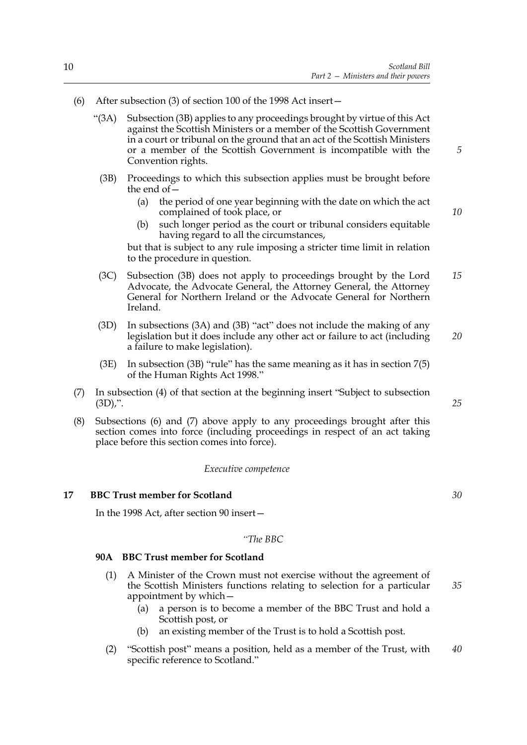(6) After subsection (3) of section 100 of the 1998 Act insert—

"(3A) Subsection (3B) applies to any proceedings brought by virtue of this Act against the Scottish Ministers or a member of the Scottish Government in a court or tribunal on the ground that an act of the Scottish Ministers or a member of the Scottish Government is incompatible with the Convention rights.

(3B) Proceedings to which this subsection applies must be brought before the end of—

- (a) the period of one year beginning with the date on which the act complained of took place, or
- (b) such longer period as the court or tribunal considers equitable having regard to all the circumstances,

but that is subject to any rule imposing a stricter time limit in relation to the procedure in question.

(3C) Subsection (3B) does not apply to proceedings brought by the Lord Advocate, the Advocate General, the Attorney General, the Attorney General for Northern Ireland or the Advocate General for Northern Ireland.

(3D) In subsections (3A) and (3B) "act" does not include the making of any legislation but it does include any other act or failure to act (including a failure to make legislation).

(3E) In subsection (3B) "rule" has the same meaning as it has in section 7(5) of the Human Rights Act 1998."

(7) In subsection (4) of that section at the beginning insert "Subject to subsection (3D),".

(8) Subsections (6) and (7) above apply to any proceedings brought after this section comes into force (including proceedings in respect of an act taking place before this section comes into force).

*Executive competence*

### 17 BBC Trust member for Scotland

In the 1998 Act, after section 90 insert—

*"The BBC*

**90A BBC Trust member for Scotland**

(1) A Minister of the Crown must not exercise without the agreement of the Scottish Ministers functions relating to selection for a particular appointment by which—

- (a) a person is to become a member of the BBC Trust and hold a Scottish post, or
- (b) an existing member of the Trust is to hold a Scottish post.

(2) "Scottish post" means a position, held as a member of the Trust, with specific reference to Scotland."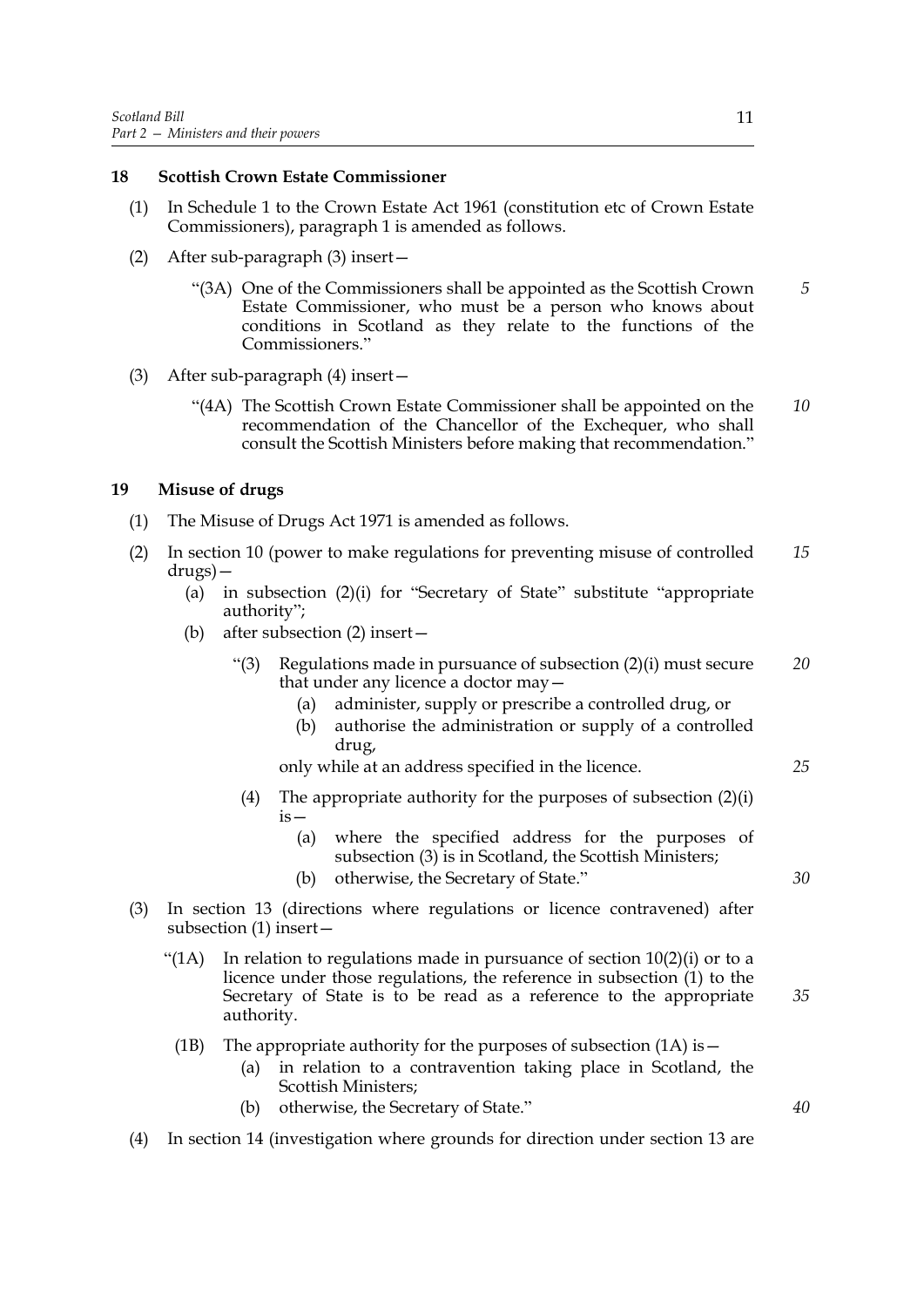**18 Scottish Crown Estate Commissioner**

(1) In Schedule 1 to the Crown Estate Act 1961 (constitution etc of Crown Estate Commissioners), paragraph 1 is amended as follows.

(2) After sub-paragraph (3) insert—

"(3A) One of the Commissioners shall be appointed as the Scottish Crown Estate Commissioner, who must be a person who knows about conditions in Scotland as they relate to the functions of the Commissioners."

(3) After sub-paragraph (4) insert—

"(4A) The Scottish Crown Estate Commissioner shall be appointed on the recommendation of the Chancellor of the Exchequer, who shall consult the Scottish Ministers before making that recommendation."

**19 Misuse of drugs**

(1) The Misuse of Drugs Act 1971 is amended as follows.

(2) In section 10 (power to make regulations for preventing misuse of controlled drugs)—

(a) in subsection (2)(i) for "Secretary of State" substitute "appropriate authority";

(b) after subsection (2) insert—

"(3) Regulations made in pursuance of subsection (2)(i) must secure that under any licence a doctor may—

(a) administer, supply or prescribe a controlled drug, or

(b) authorise the administration or supply of a controlled drug,

only while at an address specified in the licence.

(4) The appropriate authority for the purposes of subsection (2)(i) is—

(a) where the specified address for the purposes of subsection (3) is in Scotland, the Scottish Ministers;

(b) otherwise, the Secretary of State."

(3) In section 13 (directions where regulations or licence contravened) after subsection (1) insert—

"(1A) In relation to regulations made in pursuance of section 10(2)(i) or to a licence under those regulations, the reference in subsection (1) to the Secretary of State is to be read as a reference to the appropriate authority.

(1B) The appropriate authority for the purposes of subsection (1A) is—

(a) in relation to a contravention taking place in Scotland, the Scottish Ministers;

(b) otherwise, the Secretary of State."

(4) In section 14 (investigation where grounds for direction under section 13 are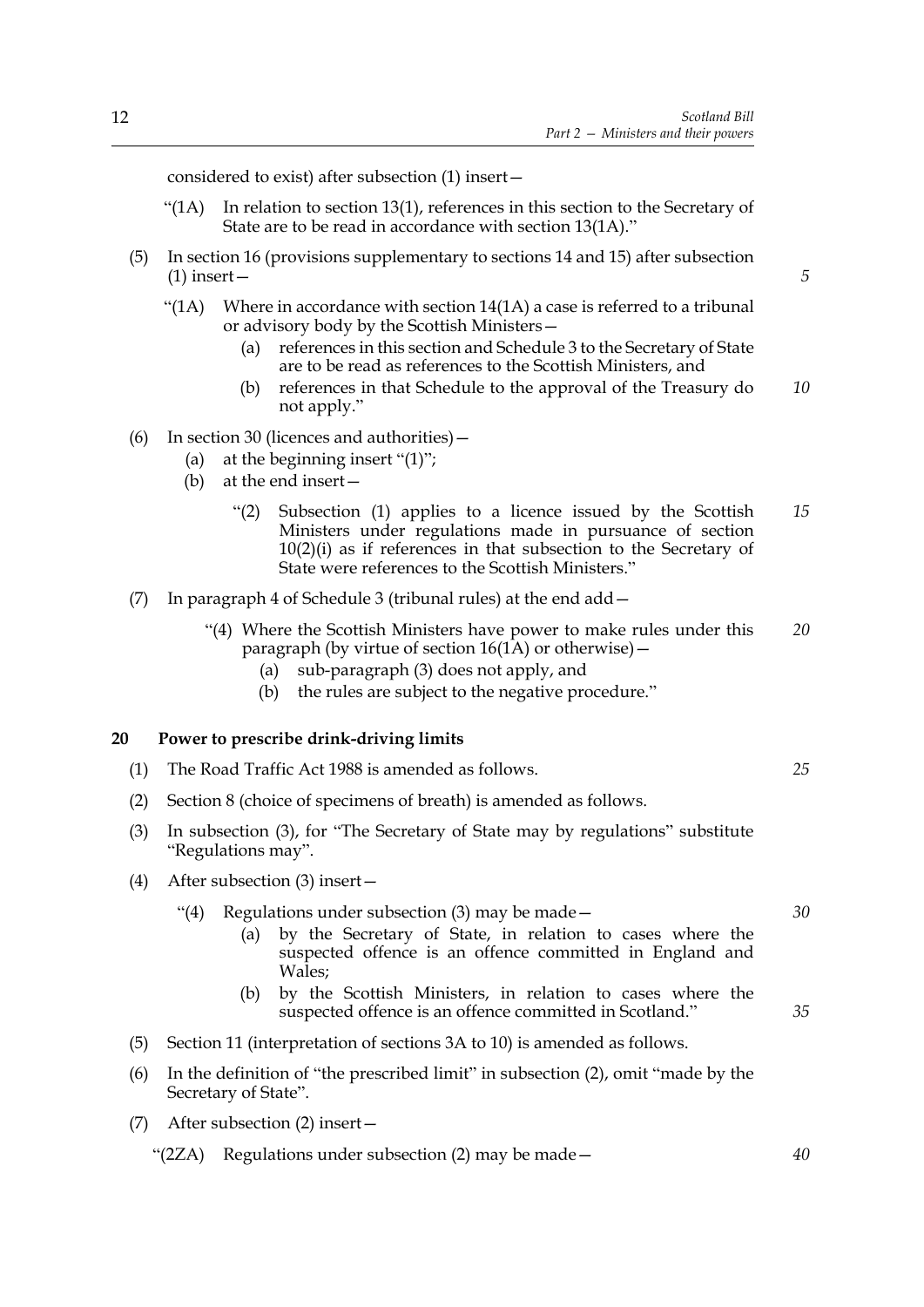considered to exist) after subsection (1) insert—

"(1A) In relation to section 13(1), references in this section to the Secretary of State are to be read in accordance with section 13(1A)."

(5) In section 16 (provisions supplementary to sections 14 and 15) after subsection (1) insert—

"(1A) Where in accordance with section 14(1A) a case is referred to a tribunal or advisory body by the Scottish Ministers—

(a) references in this section and Schedule 3 to the Secretary of State are to be read as references to the Scottish Ministers, and

(b) references in that Schedule to the approval of the Treasury do not apply."

(6) In section 30 (licences and authorities)—

(a) at the beginning insert "(1)";

(b) at the end insert—

"(2) Subsection (1) applies to a licence issued by the Scottish Ministers under regulations made in pursuance of section 10(2)(i) as if references in that subsection to the Secretary of State were references to the Scottish Ministers."

(7) In paragraph 4 of Schedule 3 (tribunal rules) at the end add—

"(4) Where the Scottish Ministers have power to make rules under this paragraph (by virtue of section 16(1A) or otherwise)—

(a) sub-paragraph (3) does not apply, and

(b) the rules are subject to the negative procedure."

## 20 Power to prescribe drink-driving limits

(1) The Road Traffic Act 1988 is amended as follows.

(2) Section 8 (choice of specimens of breath) is amended as follows.

(3) In subsection (3), for "The Secretary of State may by regulations" substitute "Regulations may".

(4) After subsection (3) insert—

"(4) Regulations under subsection (3) may be made—

(a) by the Secretary of State, in relation to cases where the suspected offence is an offence committed in England and Wales;

(b) by the Scottish Ministers, in relation to cases where the suspected offence is an offence committed in Scotland."

(5) Section 11 (interpretation of sections 3A to 10) is amended as follows.

(6) In the definition of "the prescribed limit" in subsection (2), omit "made by the Secretary of State".

(7) After subsection (2) insert—

"(2ZA) Regulations under subsection (2) may be made—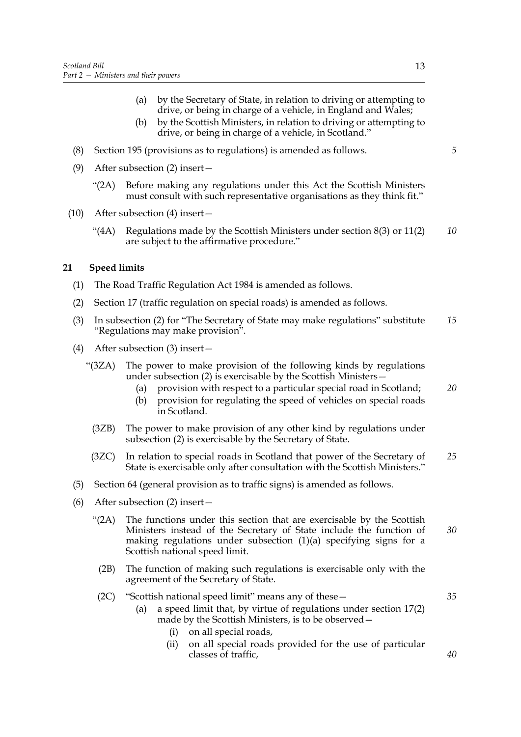(a) by the Secretary of State, in relation to driving or attempting to drive, or being in charge of a vehicle, in England and Wales;

(b) by the Scottish Ministers, in relation to driving or attempting to drive, or being in charge of a vehicle, in Scotland."

(8) Section 195 (provisions as to regulations) is amended as follows.

(9) After subsection (2) insert—

"(2A) Before making any regulations under this Act the Scottish Ministers must consult with such representative organisations as they think fit."

(10) After subsection (4) insert—

"(4A) Regulations made by the Scottish Ministers under section 8(3) or 11(2) are subject to the affirmative procedure."

## 21 Speed limits

(1) The Road Traffic Regulation Act 1984 is amended as follows.

(2) Section 17 (traffic regulation on special roads) is amended as follows.

(3) In subsection (2) for "The Secretary of State may make regulations" substitute "Regulations may make provision".

(4) After subsection (3) insert—

"(3ZA) The power to make provision of the following kinds by regulations under subsection (2) is exercisable by the Scottish Ministers—

(a) provision with respect to a particular special road in Scotland;

(b) provision for regulating the speed of vehicles on special roads in Scotland.

(3ZB) The power to make provision of any other kind by regulations under subsection (2) is exercisable by the Secretary of State.

(3ZC) In relation to special roads in Scotland that power of the Secretary of State is exercisable only after consultation with the Scottish Ministers."

(5) Section 64 (general provision as to traffic signs) is amended as follows.

(6) After subsection (2) insert—

"(2A) The functions under this section that are exercisable by the Scottish Ministers instead of the Secretary of State include the function of making regulations under subsection (1)(a) specifying signs for a Scottish national speed limit.

(2B) The function of making such regulations is exercisable only with the agreement of the Secretary of State.

(2C) "Scottish national speed limit" means any of these—

(a) a speed limit that, by virtue of regulations under section 17(2) made by the Scottish Ministers, is to be observed—

(i) on all special roads,

(ii) on all special roads provided for the use of particular classes of traffic,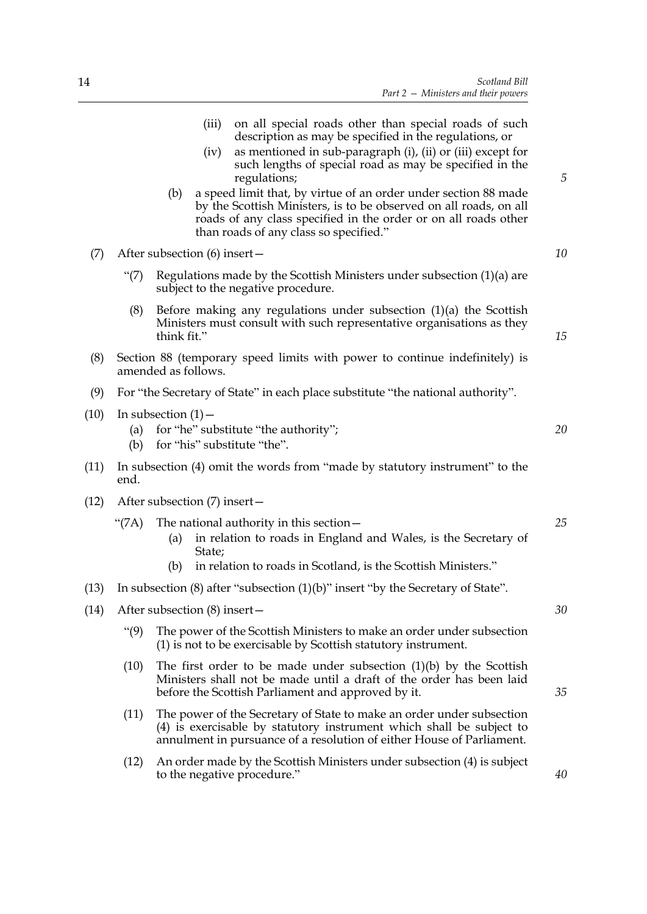(iii) on all special roads other than special roads of such description as may be specified in the regulations, or

(iv) as mentioned in sub-paragraph (i), (ii) or (iii) except for such lengths of special road as may be specified in the regulations;

(b) a speed limit that, by virtue of an order under section 88 made by the Scottish Ministers, is to be observed on all roads, on all roads of any class specified in the order or on all roads other than roads of any class so specified."

(7) After subsection (6) insert—

"(7) Regulations made by the Scottish Ministers under subsection (1)(a) are subject to the negative procedure.

(8) Before making any regulations under subsection (1)(a) the Scottish Ministers must consult with such representative organisations as they think fit."

(8) Section 88 (temporary speed limits with power to continue indefinitely) is amended as follows.

(9) For "the Secretary of State" in each place substitute "the national authority".

(10) In subsection (1)—

(a) for "he" substitute "the authority";

(b) for "his" substitute "the".

(11) In subsection (4) omit the words from "made by statutory instrument" to the end.

(12) After subsection (7) insert—

"(7A) The national authority in this section—

(a) in relation to roads in England and Wales, is the Secretary of State;

(b) in relation to roads in Scotland, is the Scottish Ministers."

(13) In subsection (8) after "subsection (1)(b)" insert "by the Secretary of State".

(14) After subsection (8) insert—

"(9) The power of the Scottish Ministers to make an order under subsection (1) is not to be exercisable by Scottish statutory instrument.

(10) The first order to be made under subsection (1)(b) by the Scottish Ministers shall not be made until a draft of the order has been laid before the Scottish Parliament and approved by it.

(11) The power of the Secretary of State to make an order under subsection (4) is exercisable by statutory instrument which shall be subject to annulment in pursuance of a resolution of either House of Parliament.

(12) An order made by the Scottish Ministers under subsection (4) is subject to the negative procedure."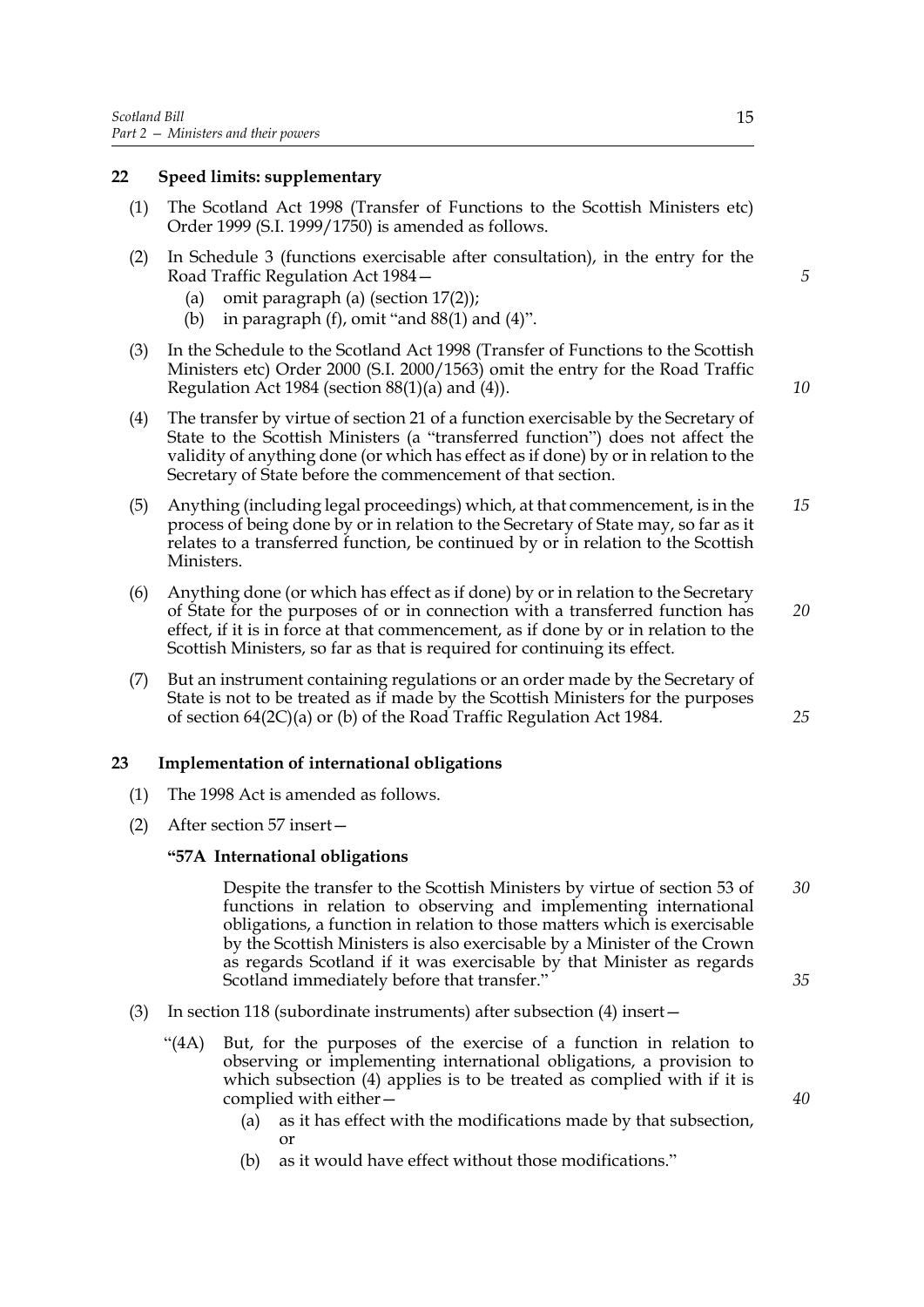## 22 Speed limits: supplementary

(1) The Scotland Act 1998 (Transfer of Functions to the Scottish Ministers etc) Order 1999 (S.I. 1999/1750) is amended as follows.

(2) In Schedule 3 (functions exercisable after consultation), in the entry for the Road Traffic Regulation Act 1984—

   (a) omit paragraph (a) (section 17(2));

   (b) in paragraph (f), omit "and 88(1) and (4)".

(3) In the Schedule to the Scotland Act 1998 (Transfer of Functions to the Scottish Ministers etc) Order 2000 (S.I. 2000/1563) omit the entry for the Road Traffic Regulation Act 1984 (section 88(1)(a) and (4)).

(4) The transfer by virtue of section 21 of a function exercisable by the Secretary of State to the Scottish Ministers (a "transferred function") does not affect the validity of anything done (or which has effect as if done) by or in relation to the Secretary of State before the commencement of that section.

(5) Anything (including legal proceedings) which, at that commencement, is in the process of being done by or in relation to the Secretary of State may, so far as it relates to a transferred function, be continued by or in relation to the Scottish Ministers.

(6) Anything done (or which has effect as if done) by or in relation to the Secretary of State for the purposes of or in connection with a transferred function has effect, if it is in force at that commencement, as if done by or in relation to the Scottish Ministers, so far as that is required for continuing its effect.

(7) But an instrument containing regulations or an order made by the Secretary of State is not to be treated as if made by the Scottish Ministers for the purposes of section 64(2C)(a) or (b) of the Road Traffic Regulation Act 1984.

## 23 Implementation of international obligations

(1) The 1998 Act is amended as follows.

(2) After section 57 insert—

**"57A International obligations**

Despite the transfer to the Scottish Ministers by virtue of section 53 of functions in relation to observing and implementing international obligations, a function in relation to those matters which is exercisable by the Scottish Ministers is also exercisable by a Minister of the Crown as regards Scotland if it was exercisable by that Minister as regards Scotland immediately before that transfer."

(3) In section 118 (subordinate instruments) after subsection (4) insert—

"(4A) But, for the purposes of the exercise of a function in relation to observing or implementing international obligations, a provision to which subsection (4) applies is to be treated as complied with if it is complied with either—

   (a) as it has effect with the modifications made by that subsection, or

   (b) as it would have effect without those modifications."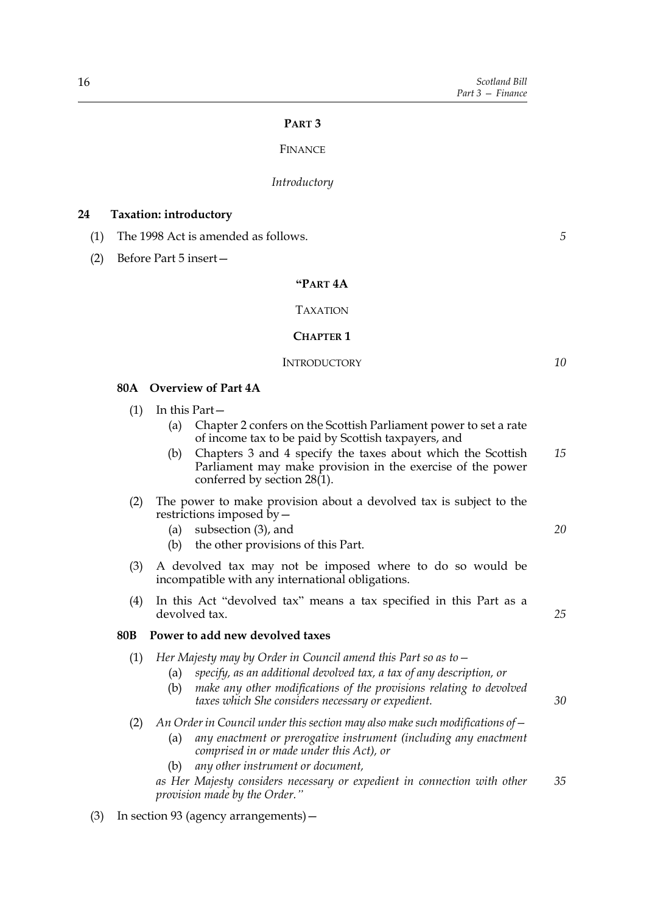## PART 3

FINANCE

*Introductory*

### 24 Taxation: introductory

(1) The 1998 Act is amended as follows.

(2) Before Part 5 insert—

"PART 4A

TAXATION

CHAPTER 1

INTRODUCTORY

**80A Overview of Part 4A**

(1) In this Part—

(a) Chapter 2 confers on the Scottish Parliament power to set a rate of income tax to be paid by Scottish taxpayers, and

(b) Chapters 3 and 4 specify the taxes about which the Scottish Parliament may make provision in the exercise of the power conferred by section 28(1).

(2) The power to make provision about a devolved tax is subject to the restrictions imposed by—

(a) subsection (3), and

(b) the other provisions of this Part.

(3) A devolved tax may not be imposed where to do so would be incompatible with any international obligations.

(4) In this Act "devolved tax" means a tax specified in this Part as a devolved tax.

**80B Power to add new devolved taxes**

(1) *Her Majesty may by Order in Council amend this Part so as to—*

(a) *specify, as an additional devolved tax, a tax of any description, or*

(b) *make any other modifications of the provisions relating to devolved taxes which She considers necessary or expedient.*

(2) *An Order in Council under this section may also make such modifications of—*

(a) *any enactment or prerogative instrument (including any enactment comprised in or made under this Act), or*

(b) *any other instrument or document,*

*as Her Majesty considers necessary or expedient in connection with other provision made by the Order."*

(3) In section 93 (agency arrangements)—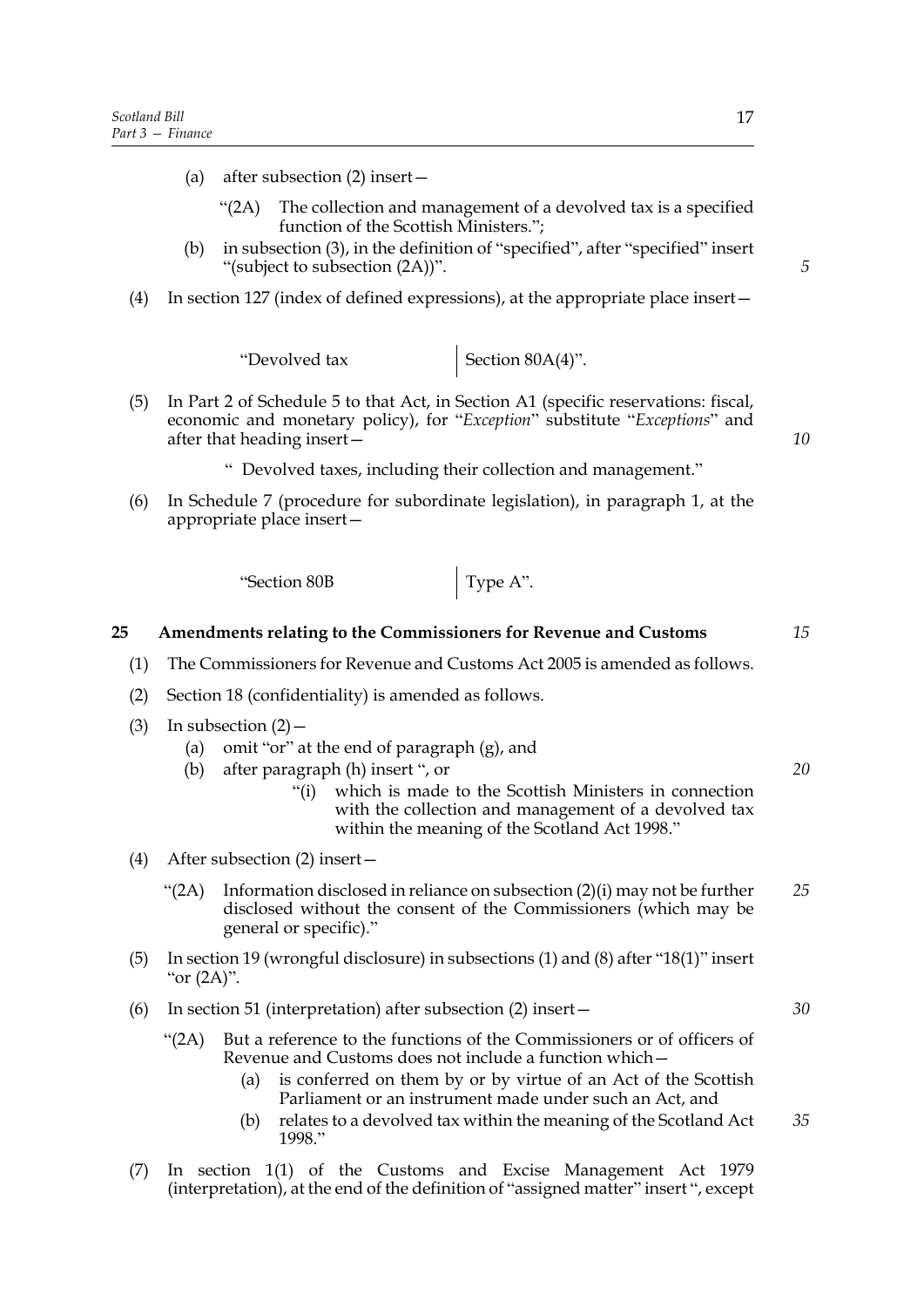(a) after subsection (2) insert—

“(2A) The collection and management of a devolved tax is a specified function of the Scottish Ministers.”;

(b) in subsection (3), in the definition of “specified”, after “specified” insert “(subject to subsection (2A))”.

(4) In section 127 (index of defined expressions), at the appropriate place insert—

| | |
|---|---|
| “Devolved tax | Section 80A(4)”. |

(5) In Part 2 of Schedule 5 to that Act, in Section A1 (specific reservations: fiscal, economic and monetary policy), for “*Exception*” substitute “*Exceptions*” and after that heading insert—

“ Devolved taxes, including their collection and management.”

(6) In Schedule 7 (procedure for subordinate legislation), in paragraph 1, at the appropriate place insert—

| | |
|---|---|
| “Section 80B | Type A”. |

## 25 Amendments relating to the Commissioners for Revenue and Customs

(1) The Commissioners for Revenue and Customs Act 2005 is amended as follows.

(2) Section 18 (confidentiality) is amended as follows.

(3) In subsection (2)—

(a) omit “or” at the end of paragraph (g), and

(b) after paragraph (h) insert “, or

“(i) which is made to the Scottish Ministers in connection with the collection and management of a devolved tax within the meaning of the Scotland Act 1998.”

(4) After subsection (2) insert—

“(2A) Information disclosed in reliance on subsection (2)(i) may not be further disclosed without the consent of the Commissioners (which may be general or specific).”

(5) In section 19 (wrongful disclosure) in subsections (1) and (8) after “18(1)” insert “or (2A)”.

(6) In section 51 (interpretation) after subsection (2) insert—

“(2A) But a reference to the functions of the Commissioners or of officers of Revenue and Customs does not include a function which—

(a) is conferred on them by or by virtue of an Act of the Scottish Parliament or an instrument made under such an Act, and

(b) relates to a devolved tax within the meaning of the Scotland Act 1998.”

(7) In section 1(1) of the Customs and Excise Management Act 1979 (interpretation), at the end of the definition of “assigned matter” insert “, except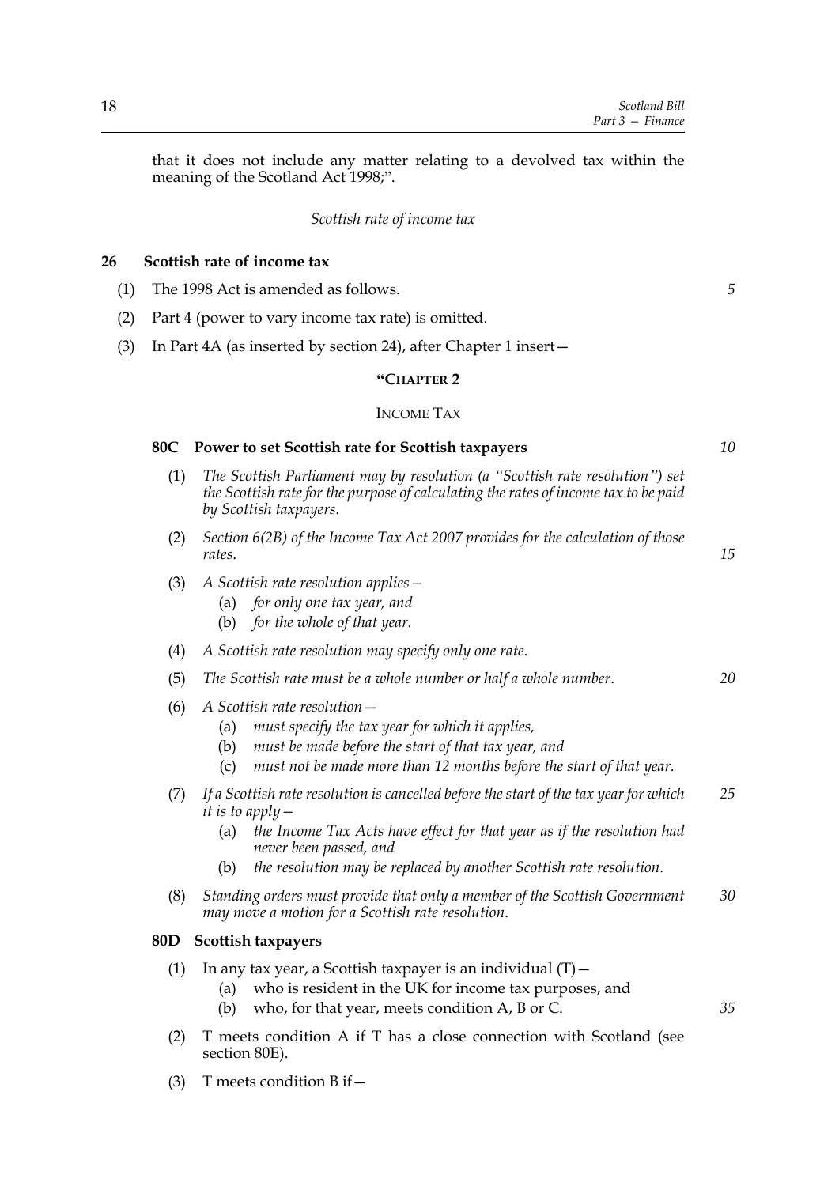that it does not include any matter relating to a devolved tax within the meaning of the Scotland Act 1998;".

*Scottish rate of income tax*

## 26 Scottish rate of income tax

(1) The 1998 Act is amended as follows.

(2) Part 4 (power to vary income tax rate) is omitted.

(3) In Part 4A (as inserted by section 24), after Chapter 1 insert—

**"CHAPTER 2**

INCOME TAX

### 80C Power to set Scottish rate for Scottish taxpayers

(1) *The Scottish Parliament may by resolution (a "Scottish rate resolution") set the Scottish rate for the purpose of calculating the rates of income tax to be paid by Scottish taxpayers.*

(2) *Section 6(2B) of the Income Tax Act 2007 provides for the calculation of those rates.*

(3) *A Scottish rate resolution applies—*
  - (a) *for only one tax year, and*
  - (b) *for the whole of that year.*

(4) *A Scottish rate resolution may specify only one rate.*

(5) *The Scottish rate must be a whole number or half a whole number.*

(6) *A Scottish rate resolution—*
  - (a) *must specify the tax year for which it applies,*
  - (b) *must be made before the start of that tax year, and*
  - (c) *must not be made more than 12 months before the start of that year.*

(7) *If a Scottish rate resolution is cancelled before the start of the tax year for which it is to apply—*
  - (a) *the Income Tax Acts have effect for that year as if the resolution had never been passed, and*
  - (b) *the resolution may be replaced by another Scottish rate resolution.*

(8) *Standing orders must provide that only a member of the Scottish Government may move a motion for a Scottish rate resolution.*

### 80D Scottish taxpayers

(1) In any tax year, a Scottish taxpayer is an individual (T)—
  - (a) who is resident in the UK for income tax purposes, and
  - (b) who, for that year, meets condition A, B or C.

(2) T meets condition A if T has a close connection with Scotland (see section 80E).

(3) T meets condition B if—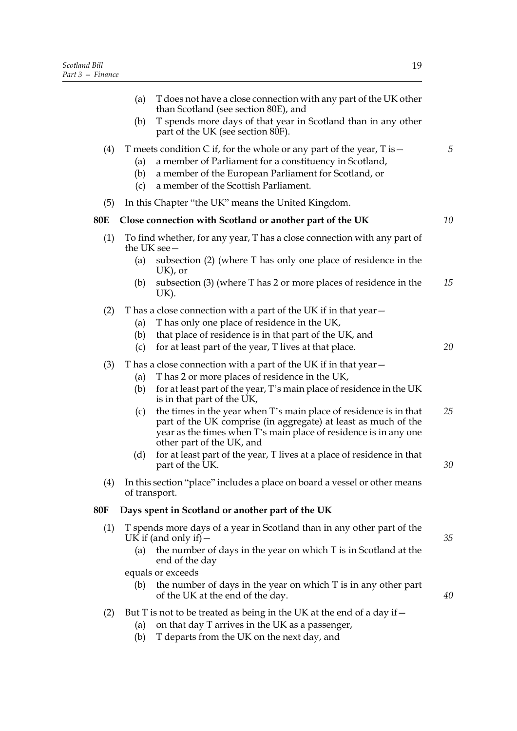(a) T does not have a close connection with any part of the UK other than Scotland (see section 80E), and

(b) T spends more days of that year in Scotland than in any other part of the UK (see section 80F).

(4) T meets condition C if, for the whole or any part of the year, T is—

(a) a member of Parliament for a constituency in Scotland,

(b) a member of the European Parliament for Scotland, or

(c) a member of the Scottish Parliament.

(5) In this Chapter "the UK" means the United Kingdom.

**80E Close connection with Scotland or another part of the UK**

(1) To find whether, for any year, T has a close connection with any part of the UK see—

(a) subsection (2) (where T has only one place of residence in the UK), or

(b) subsection (3) (where T has 2 or more places of residence in the UK).

(2) T has a close connection with a part of the UK if in that year—

(a) T has only one place of residence in the UK,

(b) that place of residence is in that part of the UK, and

(c) for at least part of the year, T lives at that place.

(3) T has a close connection with a part of the UK if in that year—

(a) T has 2 or more places of residence in the UK,

(b) for at least part of the year, T's main place of residence in the UK is in that part of the UK,

(c) the times in the year when T's main place of residence is in that part of the UK comprise (in aggregate) at least as much of the year as the times when T's main place of residence is in any one other part of the UK, and

(d) for at least part of the year, T lives at a place of residence in that part of the UK.

(4) In this section "place" includes a place on board a vessel or other means of transport.

**80F Days spent in Scotland or another part of the UK**

(1) T spends more days of a year in Scotland than in any other part of the UK if (and only if)—

(a) the number of days in the year on which T is in Scotland at the end of the day

equals or exceeds

(b) the number of days in the year on which T is in any other part of the UK at the end of the day.

(2) But T is not to be treated as being in the UK at the end of a day if—

(a) on that day T arrives in the UK as a passenger,

(b) T departs from the UK on the next day, and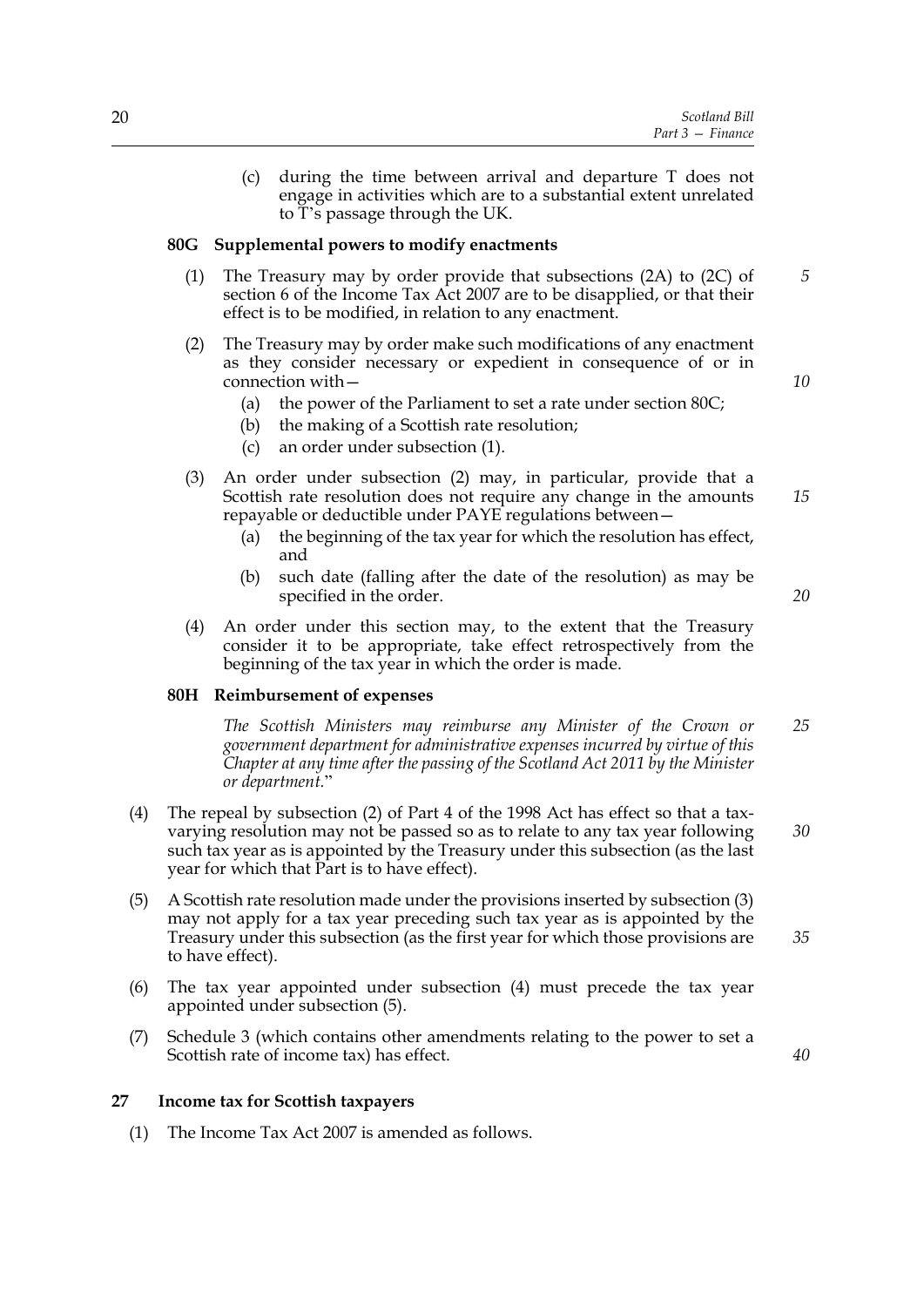(c) during the time between arrival and departure T does not engage in activities which are to a substantial extent unrelated to T's passage through the UK.

#### 80G Supplemental powers to modify enactments

(1) The Treasury may by order provide that subsections (2A) to (2C) of section 6 of the Income Tax Act 2007 are to be disapplied, or that their effect is to be modified, in relation to any enactment.

(2) The Treasury may by order make such modifications of any enactment as they consider necessary or expedient in consequence of or in connection with—

(a) the power of the Parliament to set a rate under section 80C;

(b) the making of a Scottish rate resolution;

(c) an order under subsection (1).

(3) An order under subsection (2) may, in particular, provide that a Scottish rate resolution does not require any change in the amounts repayable or deductible under PAYE regulations between—

(a) the beginning of the tax year for which the resolution has effect, and

(b) such date (falling after the date of the resolution) as may be specified in the order.

(4) An order under this section may, to the extent that the Treasury consider it to be appropriate, take effect retrospectively from the beginning of the tax year in which the order is made.

#### 80H Reimbursement of expenses

*The Scottish Ministers may reimburse any Minister of the Crown or government department for administrative expenses incurred by virtue of this Chapter at any time after the passing of the Scotland Act 2011 by the Minister or department.*"

(4) The repeal by subsection (2) of Part 4 of the 1998 Act has effect so that a tax-varying resolution may not be passed so as to relate to any tax year following such tax year as is appointed by the Treasury under this subsection (as the last year for which that Part is to have effect).

(5) A Scottish rate resolution made under the provisions inserted by subsection (3) may not apply for a tax year preceding such tax year as is appointed by the Treasury under this subsection (as the first year for which those provisions are to have effect).

(6) The tax year appointed under subsection (4) must precede the tax year appointed under subsection (5).

(7) Schedule 3 (which contains other amendments relating to the power to set a Scottish rate of income tax) has effect.

### 27 Income tax for Scottish taxpayers

(1) The Income Tax Act 2007 is amended as follows.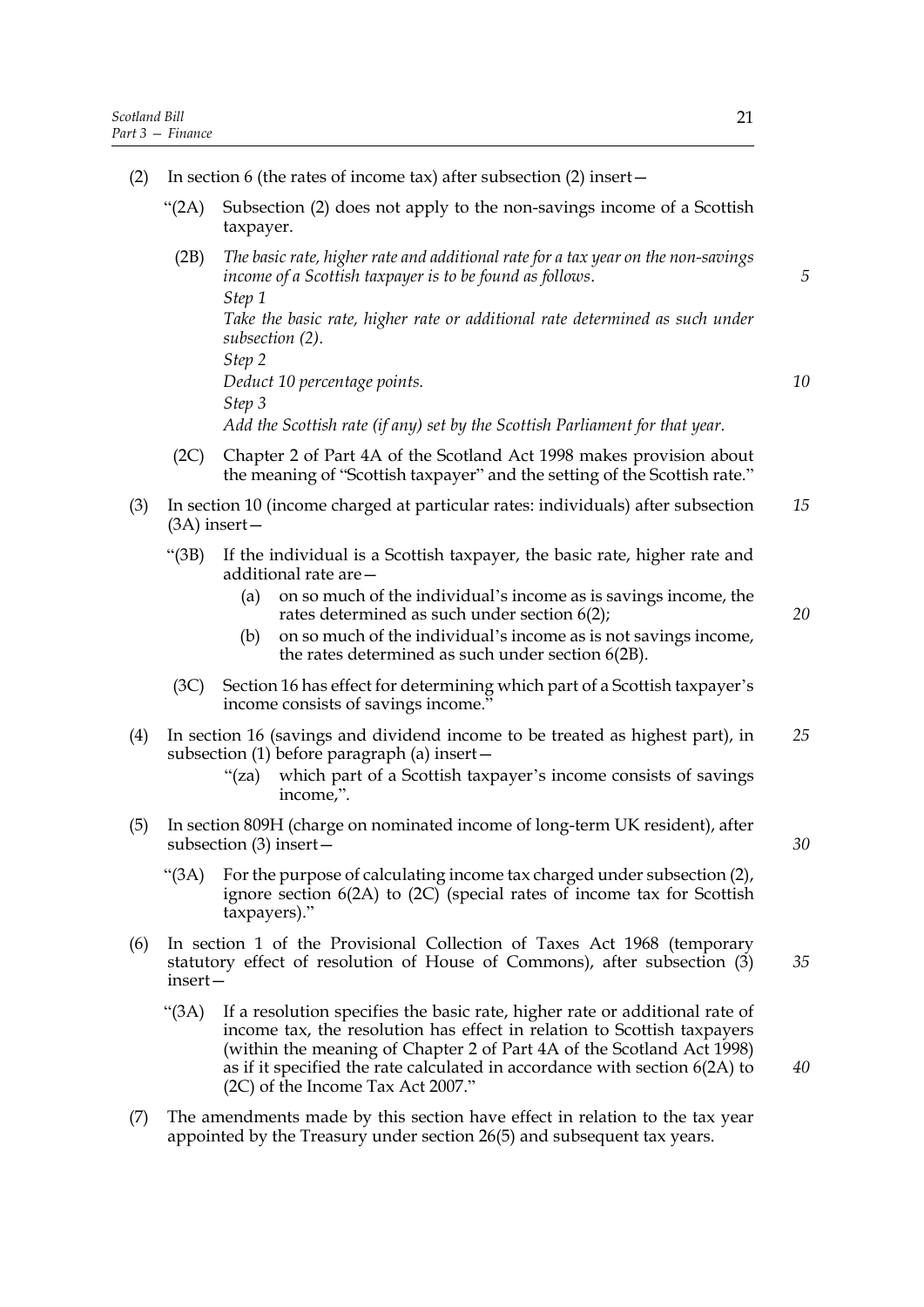(2) In section 6 (the rates of income tax) after subsection (2) insert—

"(2A) Subsection (2) does not apply to the non-savings income of a Scottish taxpayer.

(2B) *The basic rate, higher rate and additional rate for a tax year on the non-savings income of a Scottish taxpayer is to be found as follows.*

*Step 1*

*Take the basic rate, higher rate or additional rate determined as such under subsection (2).*

*Step 2*

*Deduct 10 percentage points.*

*Step 3*

*Add the Scottish rate (if any) set by the Scottish Parliament for that year.*

(2C) Chapter 2 of Part 4A of the Scotland Act 1998 makes provision about the meaning of "Scottish taxpayer" and the setting of the Scottish rate."

(3) In section 10 (income charged at particular rates: individuals) after subsection (3A) insert—

"(3B) If the individual is a Scottish taxpayer, the basic rate, higher rate and additional rate are—

(a) on so much of the individual's income as is savings income, the rates determined as such under section 6(2);

(b) on so much of the individual's income as is not savings income, the rates determined as such under section 6(2B).

(3C) Section 16 has effect for determining which part of a Scottish taxpayer's income consists of savings income."

(4) In section 16 (savings and dividend income to be treated as highest part), in subsection (1) before paragraph (a) insert—

"(za) which part of a Scottish taxpayer's income consists of savings income,".

(5) In section 809H (charge on nominated income of long-term UK resident), after subsection (3) insert—

"(3A) For the purpose of calculating income tax charged under subsection (2), ignore section 6(2A) to (2C) (special rates of income tax for Scottish taxpayers)."

(6) In section 1 of the Provisional Collection of Taxes Act 1968 (temporary statutory effect of resolution of House of Commons), after subsection (3) insert—

"(3A) If a resolution specifies the basic rate, higher rate or additional rate of income tax, the resolution has effect in relation to Scottish taxpayers (within the meaning of Chapter 2 of Part 4A of the Scotland Act 1998) as if it specified the rate calculated in accordance with section 6(2A) to (2C) of the Income Tax Act 2007."

(7) The amendments made by this section have effect in relation to the tax year appointed by the Treasury under section 26(5) and subsequent tax years.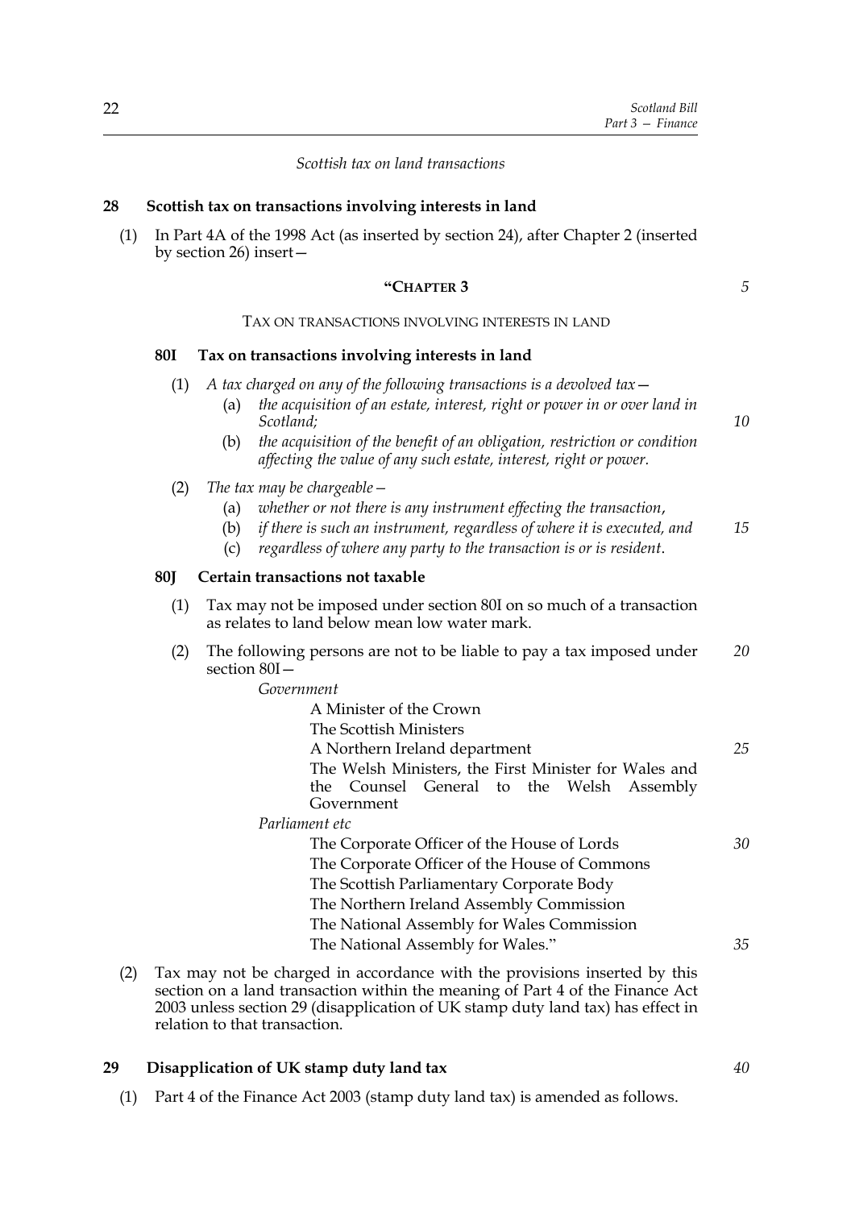*Scottish tax on land transactions*

**28 Scottish tax on transactions involving interests in land**

(1) In Part 4A of the 1998 Act (as inserted by section 24), after Chapter 2 (inserted by section 26) insert—

"CHAPTER 3

TAX ON TRANSACTIONS INVOLVING INTERESTS IN LAND

**80I Tax on transactions involving interests in land**

(1) *A tax charged on any of the following transactions is a devolved tax—*

(a) *the acquisition of an estate, interest, right or power in or over land in Scotland;*

(b) *the acquisition of the benefit of an obligation, restriction or condition affecting the value of any such estate, interest, right or power.*

(2) *The tax may be chargeable—*

(a) *whether or not there is any instrument effecting the transaction,*

(b) *if there is such an instrument, regardless of where it is executed, and*

(c) *regardless of where any party to the transaction is or is resident.*

**80J Certain transactions not taxable**

(1) Tax may not be imposed under section 80I on so much of a transaction as relates to land below mean low water mark.

(2) The following persons are not to be liable to pay a tax imposed under section 80I—

*Government*

A Minister of the Crown

The Scottish Ministers

A Northern Ireland department

The Welsh Ministers, the First Minister for Wales and the Counsel General to the Welsh Assembly Government

*Parliament etc*

The Corporate Officer of the House of Lords

The Corporate Officer of the House of Commons

The Scottish Parliamentary Corporate Body

The Northern Ireland Assembly Commission

The National Assembly for Wales Commission

The National Assembly for Wales."

(2) Tax may not be charged in accordance with the provisions inserted by this section on a land transaction within the meaning of Part 4 of the Finance Act 2003 unless section 29 (disapplication of UK stamp duty land tax) has effect in relation to that transaction.

**29 Disapplication of UK stamp duty land tax**

(1) Part 4 of the Finance Act 2003 (stamp duty land tax) is amended as follows.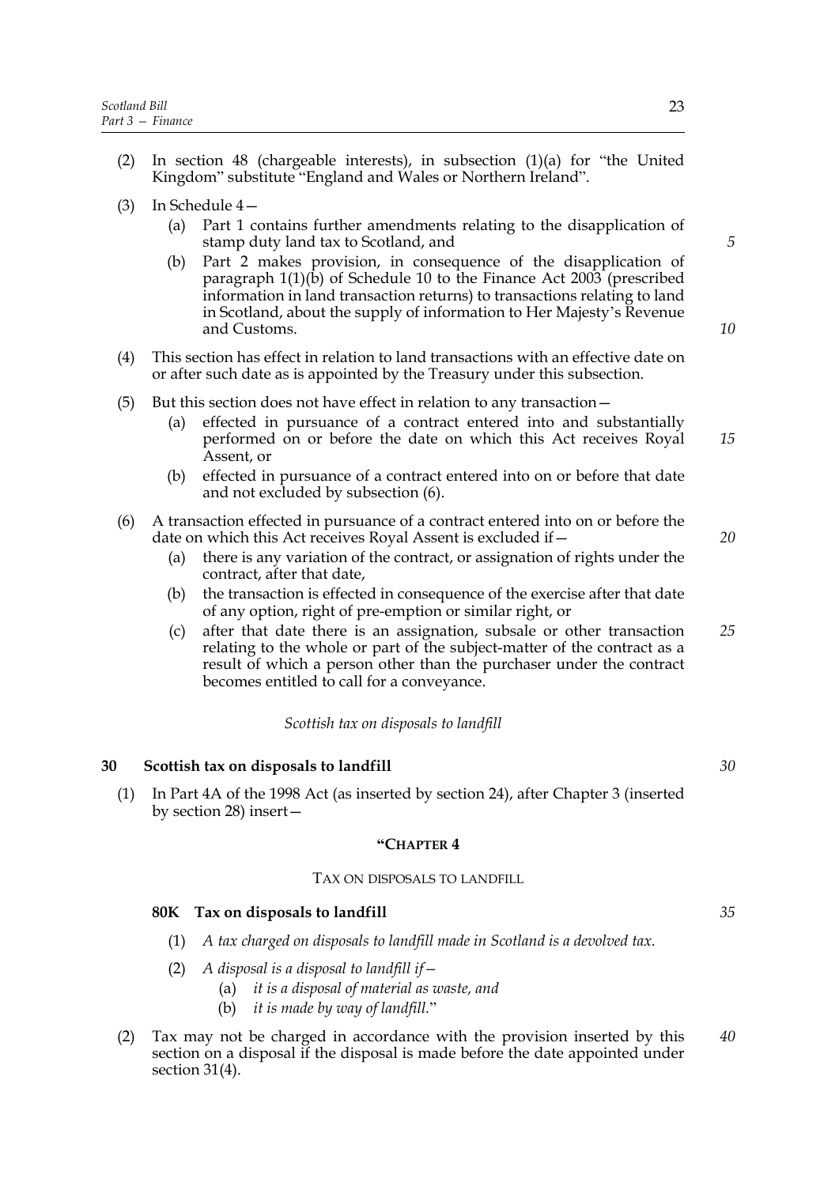(2) In section 48 (chargeable interests), in subsection (1)(a) for "the United Kingdom" substitute "England and Wales or Northern Ireland".

(3) In Schedule 4—

- (a) Part 1 contains further amendments relating to the disapplication of stamp duty land tax to Scotland, and
- (b) Part 2 makes provision, in consequence of the disapplication of paragraph 1(1)(b) of Schedule 10 to the Finance Act 2003 (prescribed information in land transaction returns) to transactions relating to land in Scotland, about the supply of information to Her Majesty's Revenue and Customs.

(4) This section has effect in relation to land transactions with an effective date on or after such date as is appointed by the Treasury under this subsection.

(5) But this section does not have effect in relation to any transaction—

- (a) effected in pursuance of a contract entered into and substantially performed on or before the date on which this Act receives Royal Assent, or
- (b) effected in pursuance of a contract entered into on or before that date and not excluded by subsection (6).

(6) A transaction effected in pursuance of a contract entered into on or before the date on which this Act receives Royal Assent is excluded if—

- (a) there is any variation of the contract, or assignation of rights under the contract, after that date,
- (b) the transaction is effected in consequence of the exercise after that date of any option, right of pre-emption or similar right, or
- (c) after that date there is an assignation, subsale or other transaction relating to the whole or part of the subject-matter of the contract as a result of which a person other than the purchaser under the contract becomes entitled to call for a conveyance.

*Scottish tax on disposals to landfill*

## 30 Scottish tax on disposals to landfill

(1) In Part 4A of the 1998 Act (as inserted by section 24), after Chapter 3 (inserted by section 28) insert—

"CHAPTER 4

TAX ON DISPOSALS TO LANDFILL

**80K Tax on disposals to landfill**

(1) *A tax charged on disposals to landfill made in Scotland is a devolved tax.*

(2) *A disposal is a disposal to landfill if—*

- (a) *it is a disposal of material as waste, and*
- (b) *it is made by way of landfill.*"

(2) Tax may not be charged in accordance with the provision inserted by this section on a disposal if the disposal is made before the date appointed under section 31(4).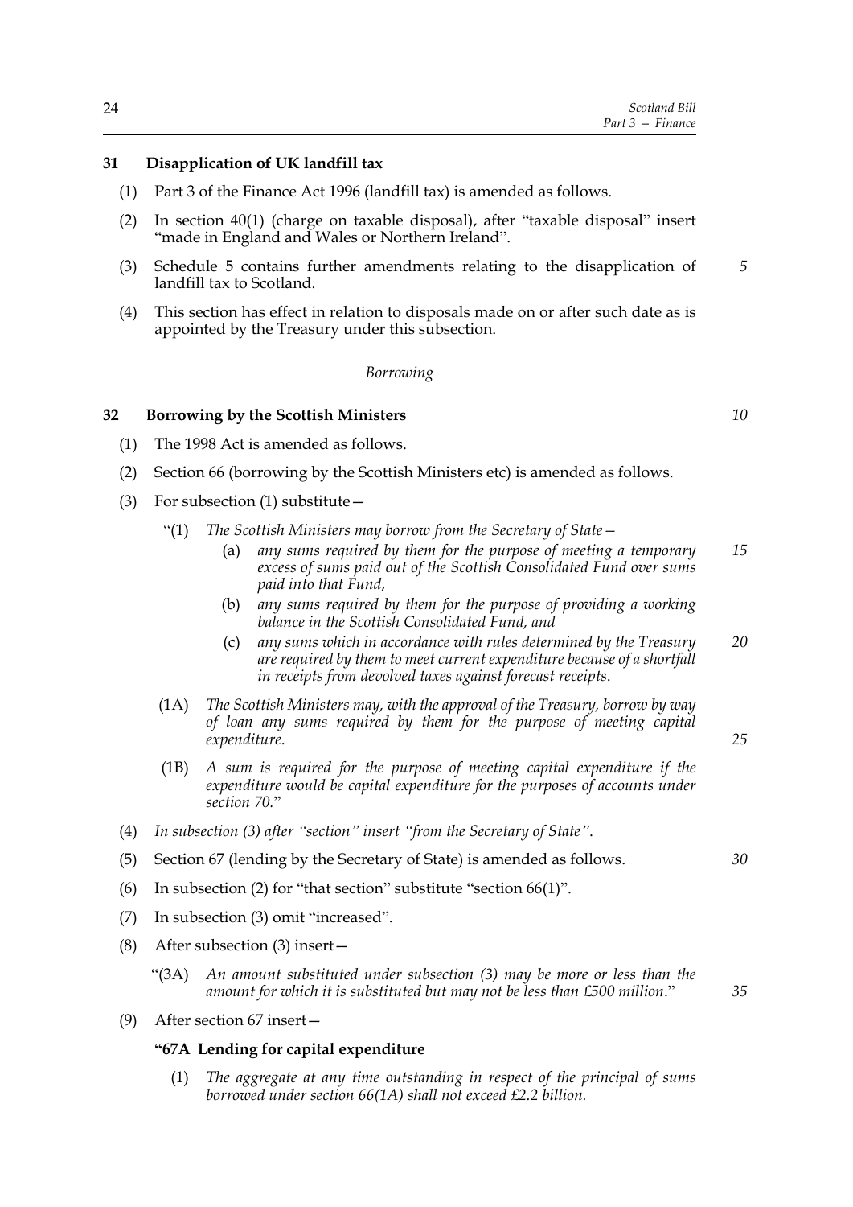**31 Disapplication of UK landfill tax**

(1) Part 3 of the Finance Act 1996 (landfill tax) is amended as follows.

(2) In section 40(1) (charge on taxable disposal), after "taxable disposal" insert "made in England and Wales or Northern Ireland".

(3) Schedule 5 contains further amendments relating to the disapplication of landfill tax to Scotland.

(4) This section has effect in relation to disposals made on or after such date as is appointed by the Treasury under this subsection.

*Borrowing*

**32 Borrowing by the Scottish Ministers**

(1) The 1998 Act is amended as follows.

(2) Section 66 (borrowing by the Scottish Ministers etc) is amended as follows.

(3) For subsection (1) substitute—

"(1) *The Scottish Ministers may borrow from the Secretary of State—*

(a) *any sums required by them for the purpose of meeting a temporary excess of sums paid out of the Scottish Consolidated Fund over sums paid into that Fund,*

(b) *any sums required by them for the purpose of providing a working balance in the Scottish Consolidated Fund, and*

(c) *any sums which in accordance with rules determined by the Treasury are required by them to meet current expenditure because of a shortfall in receipts from devolved taxes against forecast receipts.*

(1A) *The Scottish Ministers may, with the approval of the Treasury, borrow by way of loan any sums required by them for the purpose of meeting capital expenditure.*

(1B) *A sum is required for the purpose of meeting capital expenditure if the expenditure would be capital expenditure for the purposes of accounts under section 70.*"

(4) *In subsection (3) after "section" insert "from the Secretary of State".*

(5) Section 67 (lending by the Secretary of State) is amended as follows.

(6) In subsection (2) for "that section" substitute "section 66(1)".

(7) In subsection (3) omit "increased".

(8) After subsection (3) insert—

"(3A) *An amount substituted under subsection (3) may be more or less than the amount for which it is substituted but may not be less than £500 million.*"

(9) After section 67 insert—

**"67A Lending for capital expenditure**

(1) *The aggregate at any time outstanding in respect of the principal of sums borrowed under section 66(1A) shall not exceed £2.2 billion.*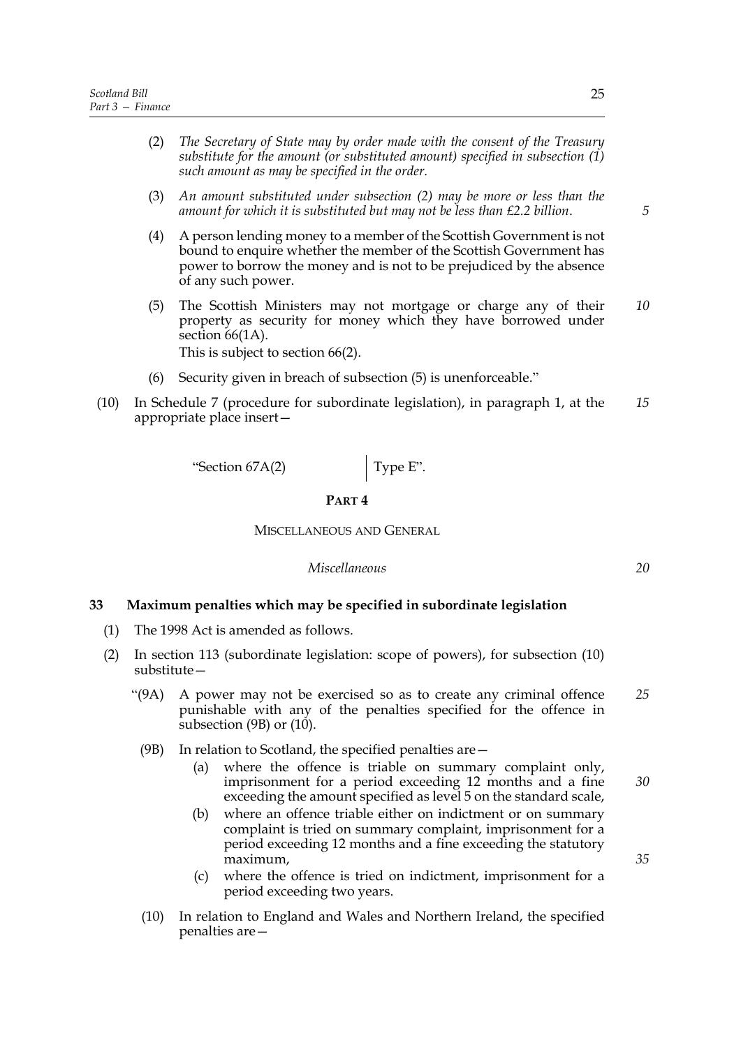(2) *The Secretary of State may by order made with the consent of the Treasury substitute for the amount (or substituted amount) specified in subsection (1) such amount as may be specified in the order.*

(3) *An amount substituted under subsection (2) may be more or less than the amount for which it is substituted but may not be less than £2.2 billion.*

(4) A person lending money to a member of the Scottish Government is not bound to enquire whether the member of the Scottish Government has power to borrow the money and is not to be prejudiced by the absence of any such power.

(5) The Scottish Ministers may not mortgage or charge any of their property as security for money which they have borrowed under section 66(1A).
This is subject to section 66(2).

(6) Security given in breach of subsection (5) is unenforceable."

(10) In Schedule 7 (procedure for subordinate legislation), in paragraph 1, at the appropriate place insert—

| "Section 67A(2) | Type E". |
|---|---|

## PART 4

## MISCELLANEOUS AND GENERAL

*Miscellaneous*

### 33 Maximum penalties which may be specified in subordinate legislation

(1) The 1998 Act is amended as follows.

(2) In section 113 (subordinate legislation: scope of powers), for subsection (10) substitute—

"(9A) A power may not be exercised so as to create any criminal offence punishable with any of the penalties specified for the offence in subsection (9B) or (10).

(9B) In relation to Scotland, the specified penalties are—

(a) where the offence is triable on summary complaint only, imprisonment for a period exceeding 12 months and a fine exceeding the amount specified as level 5 on the standard scale,

(b) where an offence triable either on indictment or on summary complaint is tried on summary complaint, imprisonment for a period exceeding 12 months and a fine exceeding the statutory maximum,

(c) where the offence is tried on indictment, imprisonment for a period exceeding two years.

(10) In relation to England and Wales and Northern Ireland, the specified penalties are—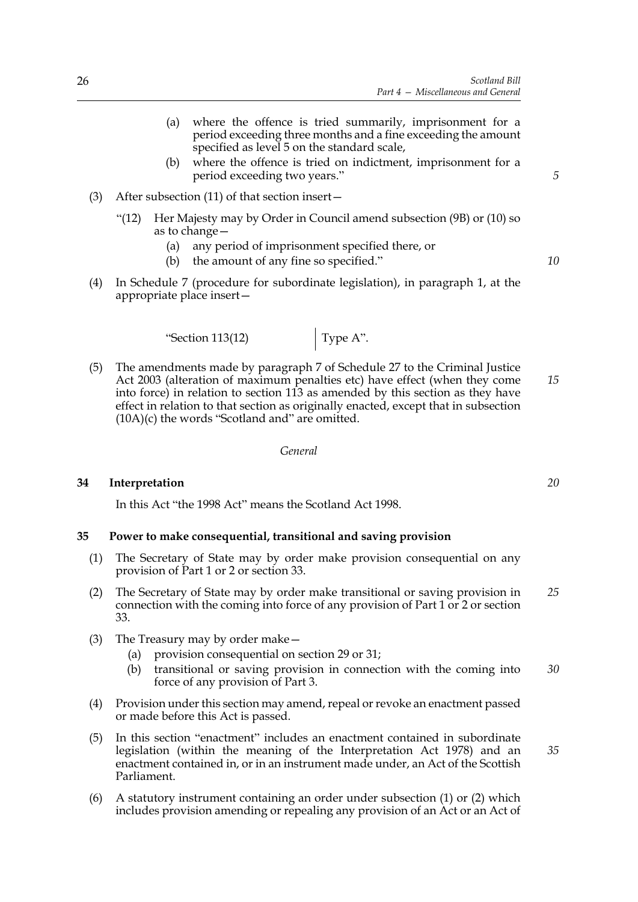(a) where the offence is tried summarily, imprisonment for a period exceeding three months and a fine exceeding the amount specified as level 5 on the standard scale,

(b) where the offence is tried on indictment, imprisonment for a period exceeding two years."

(3) After subsection (11) of that section insert—

"(12) Her Majesty may by Order in Council amend subsection (9B) or (10) so as to change—

(a) any period of imprisonment specified there, or

(b) the amount of any fine so specified."

(4) In Schedule 7 (procedure for subordinate legislation), in paragraph 1, at the appropriate place insert—

| "Section 113(12) | Type A". |
|---|---|

(5) The amendments made by paragraph 7 of Schedule 27 to the Criminal Justice Act 2003 (alteration of maximum penalties etc) have effect (when they come into force) in relation to section 113 as amended by this section as they have effect in relation to that section as originally enacted, except that in subsection (10A)(c) the words "Scotland and" are omitted.

*General*

**34 Interpretation**

In this Act "the 1998 Act" means the Scotland Act 1998.

**35 Power to make consequential, transitional and saving provision**

(1) The Secretary of State may by order make provision consequential on any provision of Part 1 or 2 or section 33.

(2) The Secretary of State may by order make transitional or saving provision in connection with the coming into force of any provision of Part 1 or 2 or section 33.

(3) The Treasury may by order make—

(a) provision consequential on section 29 or 31;

(b) transitional or saving provision in connection with the coming into force of any provision of Part 3.

(4) Provision under this section may amend, repeal or revoke an enactment passed or made before this Act is passed.

(5) In this section "enactment" includes an enactment contained in subordinate legislation (within the meaning of the Interpretation Act 1978) and an enactment contained in, or in an instrument made under, an Act of the Scottish Parliament.

(6) A statutory instrument containing an order under subsection (1) or (2) which includes provision amending or repealing any provision of an Act or an Act of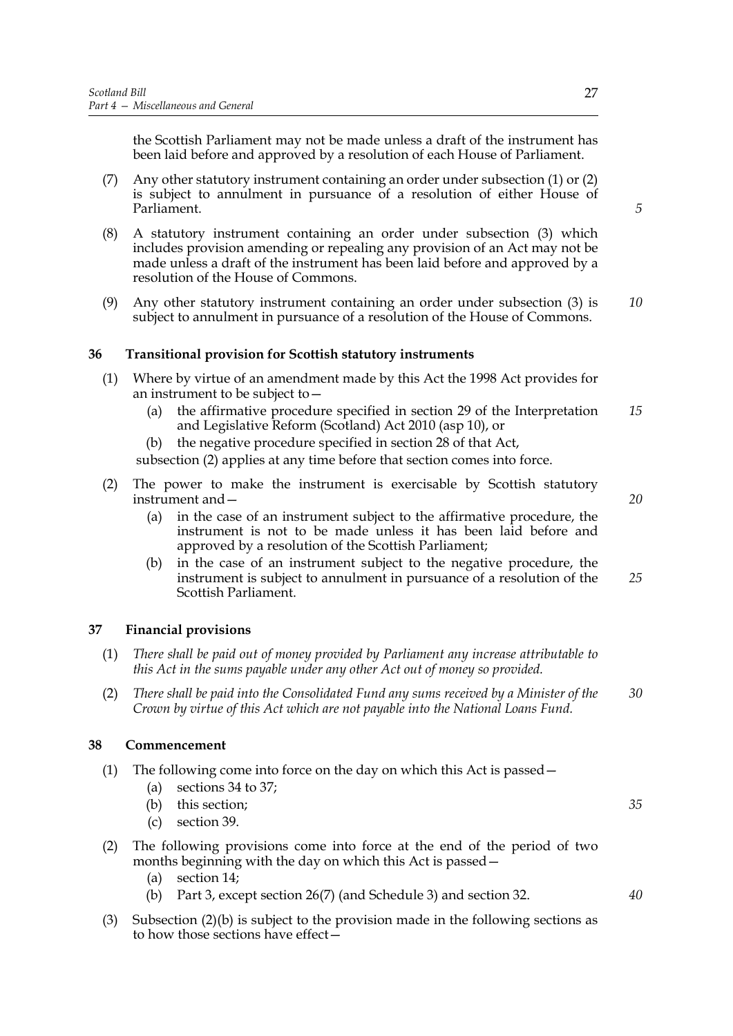the Scottish Parliament may not be made unless a draft of the instrument has been laid before and approved by a resolution of each House of Parliament.

(7) Any other statutory instrument containing an order under subsection (1) or (2) is subject to annulment in pursuance of a resolution of either House of Parliament.

(8) A statutory instrument containing an order under subsection (3) which includes provision amending or repealing any provision of an Act may not be made unless a draft of the instrument has been laid before and approved by a resolution of the House of Commons.

(9) Any other statutory instrument containing an order under subsection (3) is subject to annulment in pursuance of a resolution of the House of Commons.

## 36 Transitional provision for Scottish statutory instruments

(1) Where by virtue of an amendment made by this Act the 1998 Act provides for an instrument to be subject to—

(a) the affirmative procedure specified in section 29 of the Interpretation and Legislative Reform (Scotland) Act 2010 (asp 10), or

(b) the negative procedure specified in section 28 of that Act,

subsection (2) applies at any time before that section comes into force.

(2) The power to make the instrument is exercisable by Scottish statutory instrument and—

(a) in the case of an instrument subject to the affirmative procedure, the instrument is not to be made unless it has been laid before and approved by a resolution of the Scottish Parliament;

(b) in the case of an instrument subject to the negative procedure, the instrument is subject to annulment in pursuance of a resolution of the Scottish Parliament.

## 37 Financial provisions

(1) *There shall be paid out of money provided by Parliament any increase attributable to this Act in the sums payable under any other Act out of money so provided.*

(2) *There shall be paid into the Consolidated Fund any sums received by a Minister of the Crown by virtue of this Act which are not payable into the National Loans Fund.*

## 38 Commencement

(1) The following come into force on the day on which this Act is passed—

(a) sections 34 to 37;

(b) this section;

(c) section 39.

(2) The following provisions come into force at the end of the period of two months beginning with the day on which this Act is passed—

(a) section 14;

(b) Part 3, except section 26(7) (and Schedule 3) and section 32.

(3) Subsection (2)(b) is subject to the provision made in the following sections as to how those sections have effect—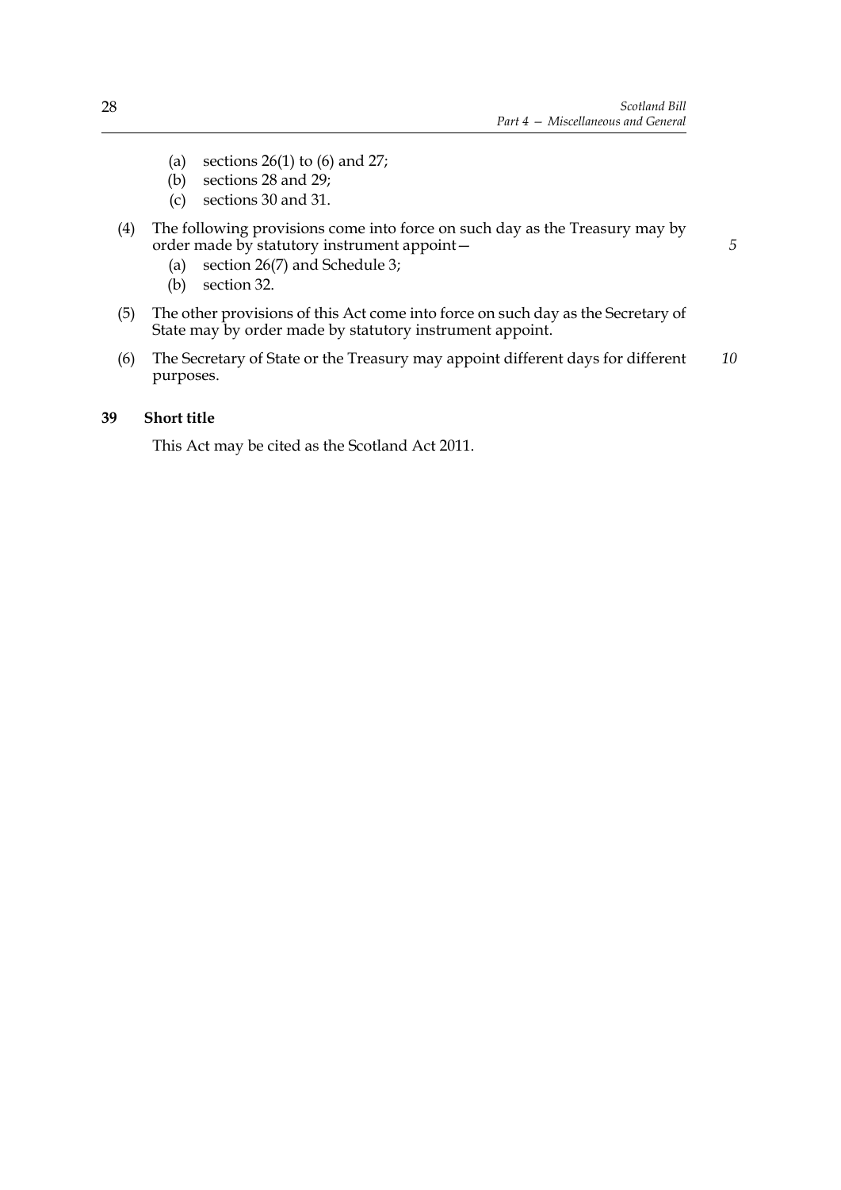(a) sections 26(1) to (6) and 27;
(b) sections 28 and 29;
(c) sections 30 and 31.

(4) The following provisions come into force on such day as the Treasury may by order made by statutory instrument appoint—
(a) section 26(7) and Schedule 3;
(b) section 32.

(5) The other provisions of this Act come into force on such day as the Secretary of State may by order made by statutory instrument appoint.

(6) The Secretary of State or the Treasury may appoint different days for different purposes.

**39 Short title**

This Act may be cited as the Scotland Act 2011.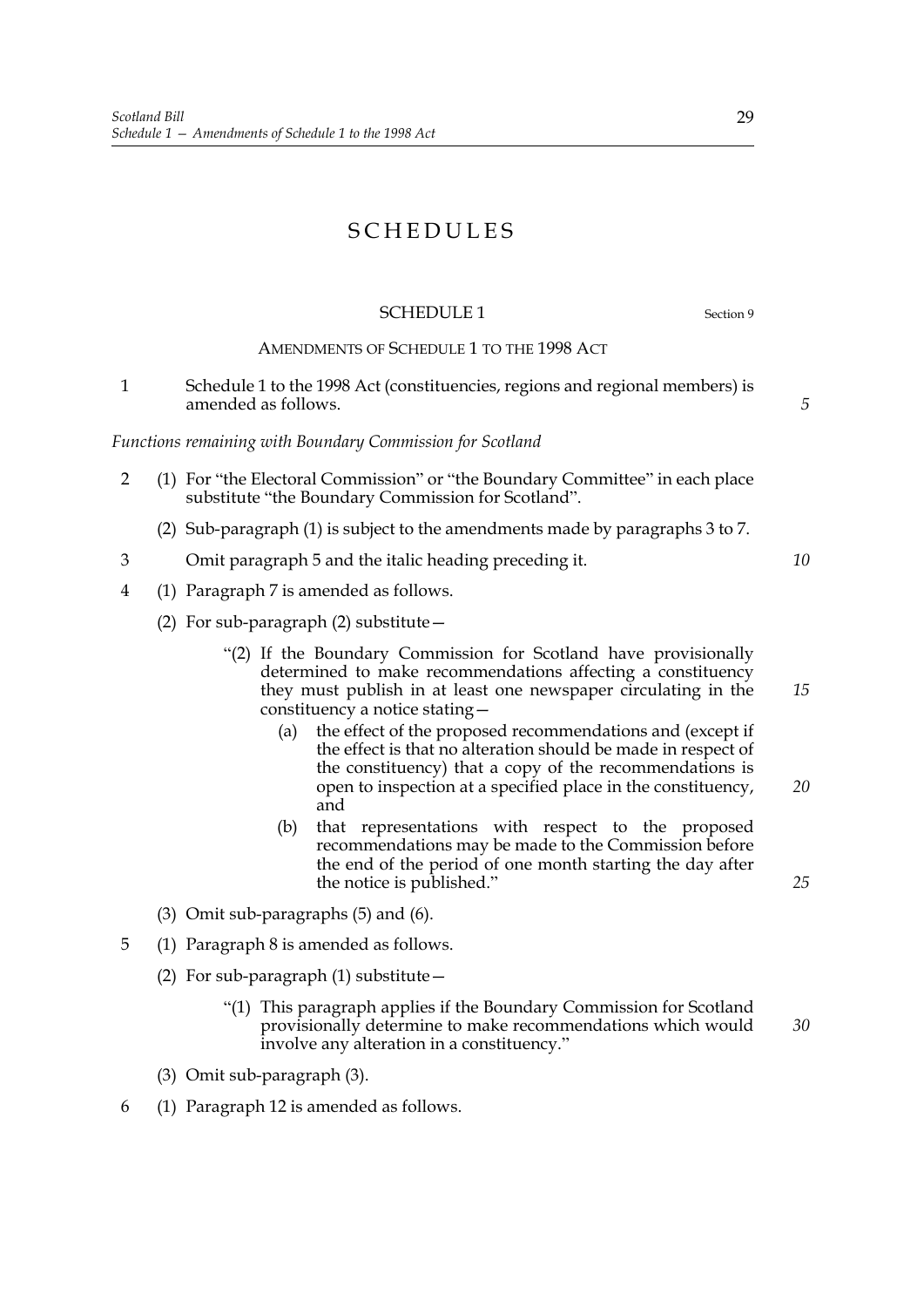# SCHEDULES

## SCHEDULE 1

Section 9

### AMENDMENTS OF SCHEDULE 1 TO THE 1998 ACT

1 Schedule 1 to the 1998 Act (constituencies, regions and regional members) is amended as follows.

*Functions remaining with Boundary Commission for Scotland*

2 (1) For "the Electoral Commission" or "the Boundary Committee" in each place substitute "the Boundary Commission for Scotland".

(2) Sub-paragraph (1) is subject to the amendments made by paragraphs 3 to 7.

3 Omit paragraph 5 and the italic heading preceding it.

4 (1) Paragraph 7 is amended as follows.

(2) For sub-paragraph (2) substitute—

> "(2) If the Boundary Commission for Scotland have provisionally determined to make recommendations affecting a constituency they must publish in at least one newspaper circulating in the constituency a notice stating—
>
> (a) the effect of the proposed recommendations and (except if the effect is that no alteration should be made in respect of the constituency) that a copy of the recommendations is open to inspection at a specified place in the constituency, and
>
> (b) that representations with respect to the proposed recommendations may be made to the Commission before the end of the period of one month starting the day after the notice is published."

(3) Omit sub-paragraphs (5) and (6).

5 (1) Paragraph 8 is amended as follows.

(2) For sub-paragraph (1) substitute—

> "(1) This paragraph applies if the Boundary Commission for Scotland provisionally determine to make recommendations which would involve any alteration in a constituency."

(3) Omit sub-paragraph (3).

6 (1) Paragraph 12 is amended as follows.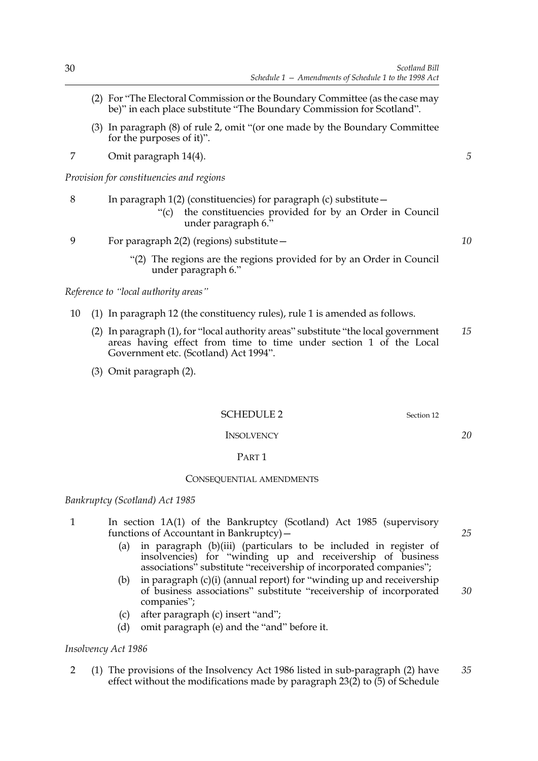(2) For "The Electoral Commission or the Boundary Committee (as the case may be)" in each place substitute "The Boundary Commission for Scotland".

(3) In paragraph (8) of rule 2, omit "(or one made by the Boundary Committee for the purposes of it)".

7 Omit paragraph 14(4).

*Provision for constituencies and regions*

8 In paragraph 1(2) (constituencies) for paragraph (c) substitute—

"(c) the constituencies provided for by an Order in Council under paragraph 6."

9 For paragraph 2(2) (regions) substitute—

"(2) The regions are the regions provided for by an Order in Council under paragraph 6."

*Reference to "local authority areas"*

10 (1) In paragraph 12 (the constituency rules), rule 1 is amended as follows.

(2) In paragraph (1), for "local authority areas" substitute "the local government areas having effect from time to time under section 1 of the Local Government etc. (Scotland) Act 1994".

(3) Omit paragraph (2).

## SCHEDULE 2

Section 12

### INSOLVENCY

#### PART 1

#### CONSEQUENTIAL AMENDMENTS

*Bankruptcy (Scotland) Act 1985*

1 In section 1A(1) of the Bankruptcy (Scotland) Act 1985 (supervisory functions of Accountant in Bankruptcy)—

(a) in paragraph (b)(iii) (particulars to be included in register of insolvencies) for "winding up and receivership of business associations" substitute "receivership of incorporated companies";

(b) in paragraph (c)(i) (annual report) for "winding up and receivership of business associations" substitute "receivership of incorporated companies";

(c) after paragraph (c) insert "and";

(d) omit paragraph (e) and the "and" before it.

*Insolvency Act 1986*

2 (1) The provisions of the Insolvency Act 1986 listed in sub-paragraph (2) have effect without the modifications made by paragraph 23(2) to (5) of Schedule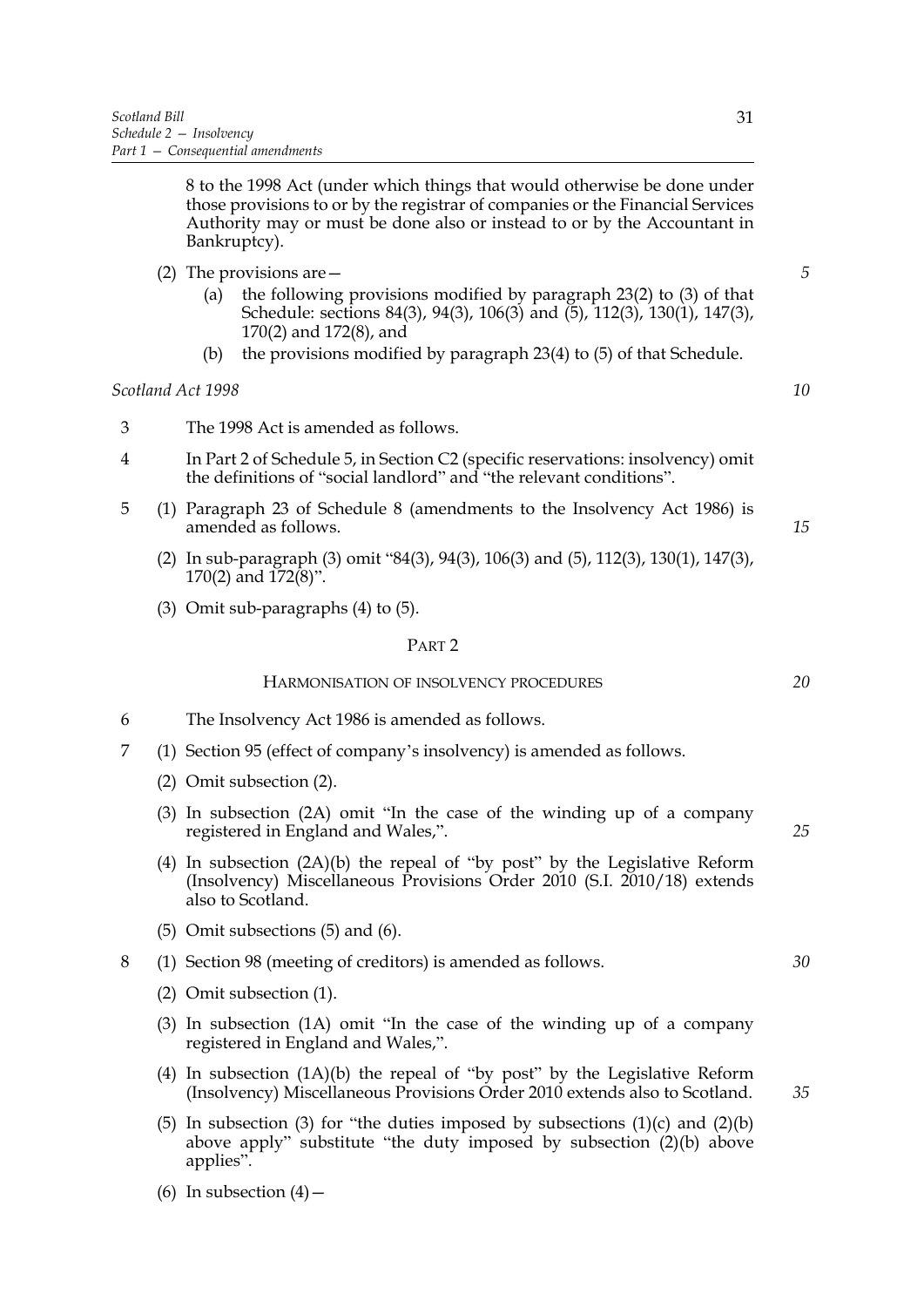8 to the 1998 Act (under which things that would otherwise be done under those provisions to or by the registrar of companies or the Financial Services Authority may or must be done also or instead to or by the Accountant in Bankruptcy).

(2) The provisions are—

(a) the following provisions modified by paragraph 23(2) to (3) of that Schedule: sections 84(3), 94(3), 106(3) and (5), 112(3), 130(1), 147(3), 170(2) and 172(8), and

(b) the provisions modified by paragraph 23(4) to (5) of that Schedule.

*Scotland Act 1998*

3 The 1998 Act is amended as follows.

4 In Part 2 of Schedule 5, in Section C2 (specific reservations: insolvency) omit the definitions of "social landlord" and "the relevant conditions".

5 (1) Paragraph 23 of Schedule 8 (amendments to the Insolvency Act 1986) is amended as follows.

(2) In sub-paragraph (3) omit "84(3), 94(3), 106(3) and (5), 112(3), 130(1), 147(3), 170(2) and 172(8)".

(3) Omit sub-paragraphs (4) to (5).

## PART 2

### HARMONISATION OF INSOLVENCY PROCEDURES

6 The Insolvency Act 1986 is amended as follows.

7 (1) Section 95 (effect of company's insolvency) is amended as follows.

(2) Omit subsection (2).

(3) In subsection (2A) omit "In the case of the winding up of a company registered in England and Wales,".

(4) In subsection (2A)(b) the repeal of "by post" by the Legislative Reform (Insolvency) Miscellaneous Provisions Order 2010 (S.I. 2010/18) extends also to Scotland.

(5) Omit subsections (5) and (6).

8 (1) Section 98 (meeting of creditors) is amended as follows.

(2) Omit subsection (1).

(3) In subsection (1A) omit "In the case of the winding up of a company registered in England and Wales,".

(4) In subsection (1A)(b) the repeal of "by post" by the Legislative Reform (Insolvency) Miscellaneous Provisions Order 2010 extends also to Scotland.

(5) In subsection (3) for "the duties imposed by subsections (1)(c) and (2)(b) above apply" substitute "the duty imposed by subsection (2)(b) above applies".

(6) In subsection (4)—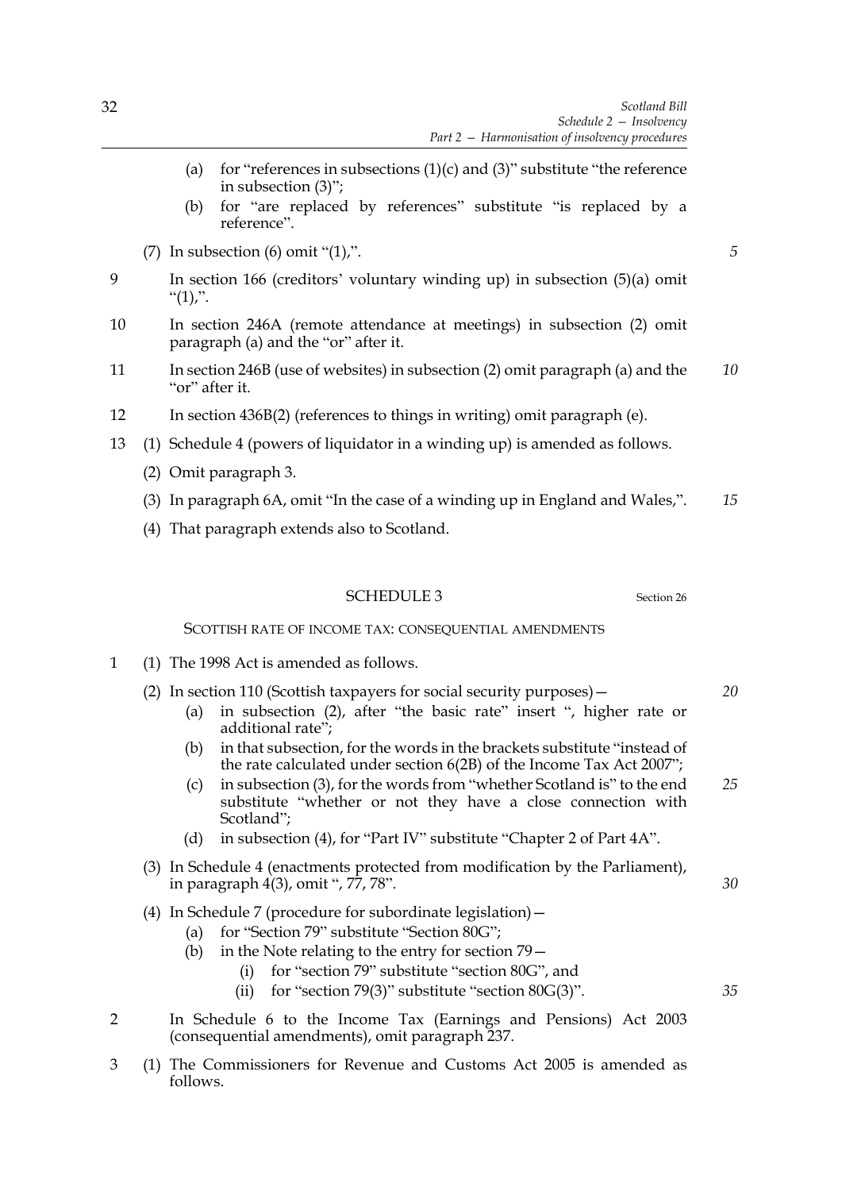(a) for "references in subsections (1)(c) and (3)" substitute "the reference in subsection (3)";

(b) for "are replaced by references" substitute "is replaced by a reference".

(7) In subsection (6) omit "(1),".

9 In section 166 (creditors' voluntary winding up) in subsection (5)(a) omit "(1),".

10 In section 246A (remote attendance at meetings) in subsection (2) omit paragraph (a) and the "or" after it.

11 In section 246B (use of websites) in subsection (2) omit paragraph (a) and the "or" after it.

12 In section 436B(2) (references to things in writing) omit paragraph (e).

13 (1) Schedule 4 (powers of liquidator in a winding up) is amended as follows.

(2) Omit paragraph 3.

(3) In paragraph 6A, omit "In the case of a winding up in England and Wales,".

(4) That paragraph extends also to Scotland.

## SCHEDULE 3

Section 26

SCOTTISH RATE OF INCOME TAX: CONSEQUENTIAL AMENDMENTS

1 (1) The 1998 Act is amended as follows.

(2) In section 110 (Scottish taxpayers for social security purposes)—

(a) in subsection (2), after "the basic rate" insert ", higher rate or additional rate";

(b) in that subsection, for the words in the brackets substitute "instead of the rate calculated under section 6(2B) of the Income Tax Act 2007";

(c) in subsection (3), for the words from "whether Scotland is" to the end substitute "whether or not they have a close connection with Scotland";

(d) in subsection (4), for "Part IV" substitute "Chapter 2 of Part 4A".

(3) In Schedule 4 (enactments protected from modification by the Parliament), in paragraph 4(3), omit ", 77, 78".

(4) In Schedule 7 (procedure for subordinate legislation)—

(a) for "Section 79" substitute "Section 80G";

(b) in the Note relating to the entry for section 79—

(i) for "section 79" substitute "section 80G", and

(ii) for "section 79(3)" substitute "section 80G(3)".

2 In Schedule 6 to the Income Tax (Earnings and Pensions) Act 2003 (consequential amendments), omit paragraph 237.

3 (1) The Commissioners for Revenue and Customs Act 2005 is amended as follows.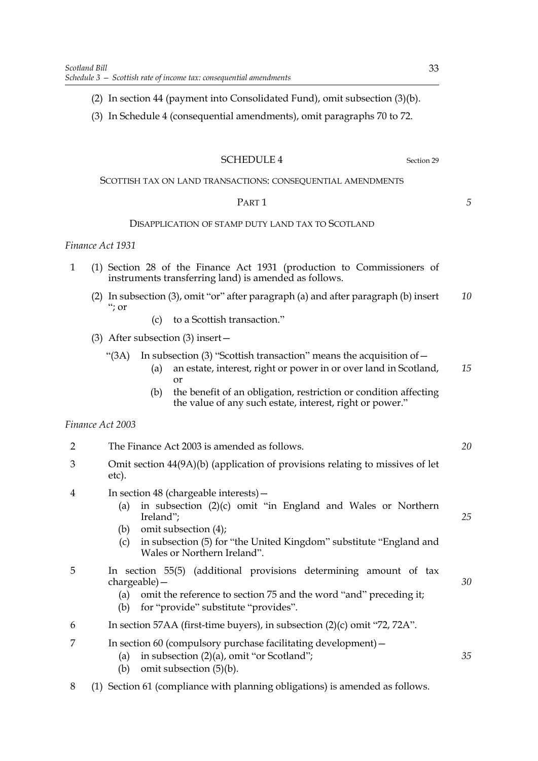(2) In section 44 (payment into Consolidated Fund), omit subsection (3)(b).

(3) In Schedule 4 (consequential amendments), omit paragraphs 70 to 72.

## SCHEDULE 4

Section 29

### SCOTTISH TAX ON LAND TRANSACTIONS: CONSEQUENTIAL AMENDMENTS

#### PART 1

#### DISAPPLICATION OF STAMP DUTY LAND TAX TO SCOTLAND

*Finance Act 1931*

1 (1) Section 28 of the Finance Act 1931 (production to Commissioners of instruments transferring land) is amended as follows.

(2) In subsection (3), omit "or" after paragraph (a) and after paragraph (b) insert "; or

(c) to a Scottish transaction."

(3) After subsection (3) insert—

"(3A) In subsection (3) "Scottish transaction" means the acquisition of—

(a) an estate, interest, right or power in or over land in Scotland, or

(b) the benefit of an obligation, restriction or condition affecting the value of any such estate, interest, right or power."

*Finance Act 2003*

2 The Finance Act 2003 is amended as follows.

3 Omit section 44(9A)(b) (application of provisions relating to missives of let etc).

4 In section 48 (chargeable interests)—

(a) in subsection (2)(c) omit "in England and Wales or Northern Ireland";

(b) omit subsection (4);

(c) in subsection (5) for "the United Kingdom" substitute "England and Wales or Northern Ireland".

5 In section 55(5) (additional provisions determining amount of tax chargeable)—

(a) omit the reference to section 75 and the word "and" preceding it;

(b) for "provide" substitute "provides".

6 In section 57AA (first-time buyers), in subsection (2)(c) omit "72, 72A".

7 In section 60 (compulsory purchase facilitating development)—

(a) in subsection (2)(a), omit "or Scotland";

(b) omit subsection (5)(b).

8 (1) Section 61 (compliance with planning obligations) is amended as follows.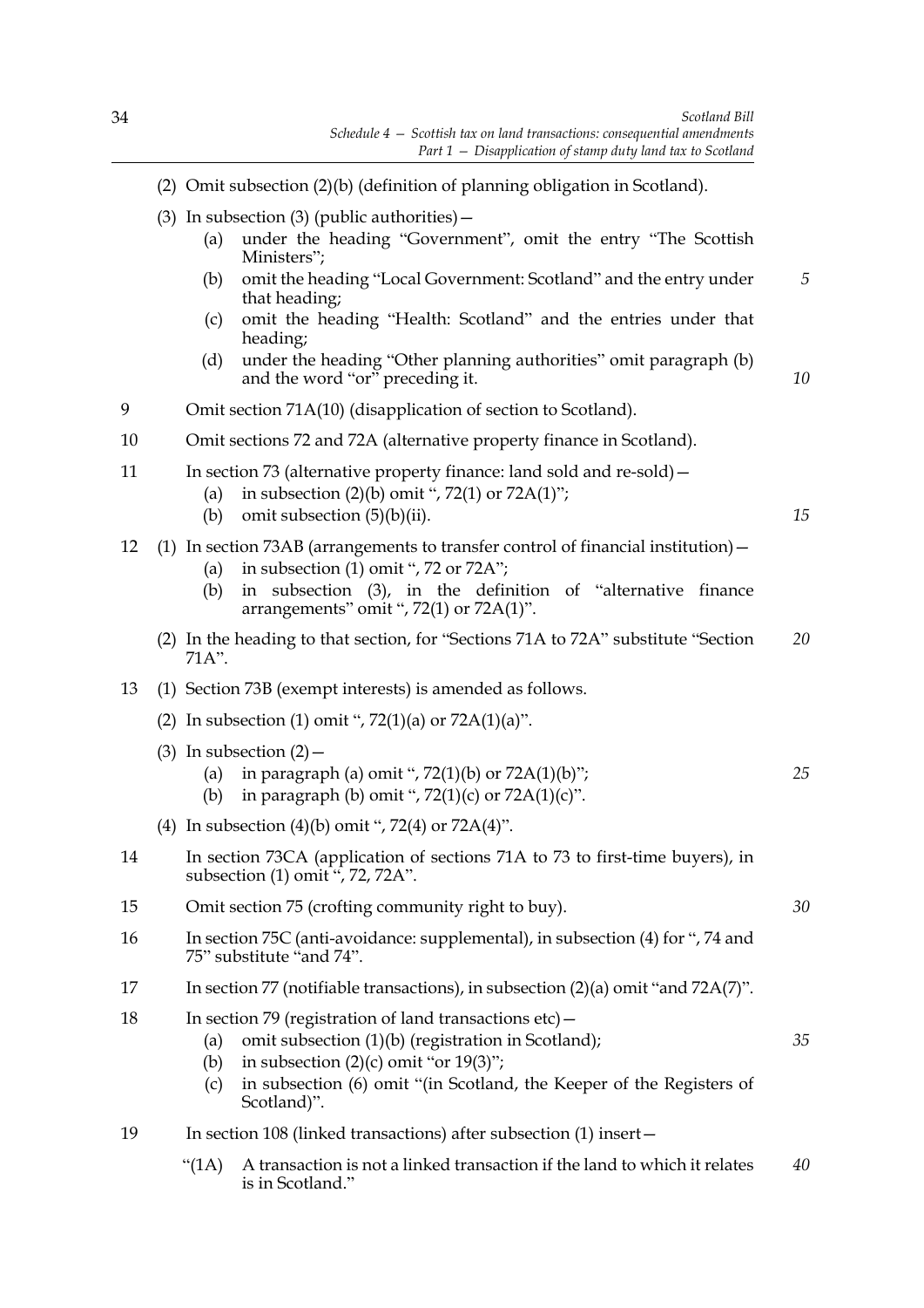(2) Omit subsection (2)(b) (definition of planning obligation in Scotland).

(3) In subsection (3) (public authorities)—

- (a) under the heading "Government", omit the entry "The Scottish Ministers";
- (b) omit the heading "Local Government: Scotland" and the entry under that heading;
- (c) omit the heading "Health: Scotland" and the entries under that heading;
- (d) under the heading "Other planning authorities" omit paragraph (b) and the word "or" preceding it.

9 Omit section 71A(10) (disapplication of section to Scotland).

10 Omit sections 72 and 72A (alternative property finance in Scotland).

11 In section 73 (alternative property finance: land sold and re-sold)—

- (a) in subsection (2)(b) omit ", 72(1) or 72A(1)";
- (b) omit subsection (5)(b)(ii).

12 (1) In section 73AB (arrangements to transfer control of financial institution)—

- (a) in subsection (1) omit ", 72 or 72A";
- (b) in subsection (3), in the definition of "alternative finance arrangements" omit ", 72(1) or 72A(1)".

(2) In the heading to that section, for "Sections 71A to 72A" substitute "Section 71A".

13 (1) Section 73B (exempt interests) is amended as follows.

(2) In subsection (1) omit ", 72(1)(a) or 72A(1)(a)".

(3) In subsection (2)—

- (a) in paragraph (a) omit ", 72(1)(b) or 72A(1)(b)";
- (b) in paragraph (b) omit ", 72(1)(c) or 72A(1)(c)".

(4) In subsection (4)(b) omit ", 72(4) or 72A(4)".

14 In section 73CA (application of sections 71A to 73 to first-time buyers), in subsection (1) omit ", 72, 72A".

15 Omit section 75 (crofting community right to buy).

16 In section 75C (anti-avoidance: supplemental), in subsection (4) for ", 74 and 75" substitute "and 74".

17 In section 77 (notifiable transactions), in subsection (2)(a) omit "and 72A(7)".

18 In section 79 (registration of land transactions etc)—

- (a) omit subsection (1)(b) (registration in Scotland);
- (b) in subsection (2)(c) omit "or 19(3)";
- (c) in subsection (6) omit "(in Scotland, the Keeper of the Registers of Scotland)".

19 In section 108 (linked transactions) after subsection (1) insert—

"(1A) A transaction is not a linked transaction if the land to which it relates is in Scotland."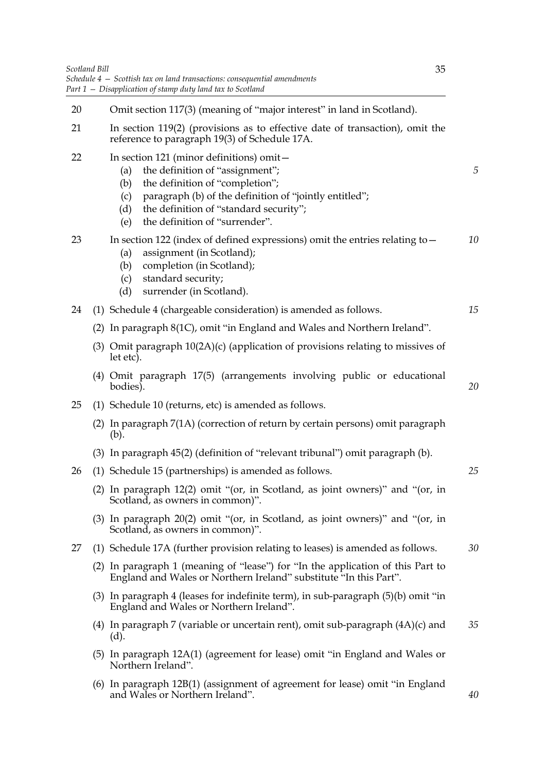20 Omit section 117(3) (meaning of "major interest" in land in Scotland).

21 In section 119(2) (provisions as to effective date of transaction), omit the reference to paragraph 19(3) of Schedule 17A.

22 In section 121 (minor definitions) omit—
- (a) the definition of "assignment";
- (b) the definition of "completion";
- (c) paragraph (b) of the definition of "jointly entitled";
- (d) the definition of "standard security";
- (e) the definition of "surrender".

23 In section 122 (index of defined expressions) omit the entries relating to—
- (a) assignment (in Scotland);
- (b) completion (in Scotland);
- (c) standard security;
- (d) surrender (in Scotland).

24 (1) Schedule 4 (chargeable consideration) is amended as follows.

(2) In paragraph 8(1C), omit "in England and Wales and Northern Ireland".

(3) Omit paragraph 10(2A)(c) (application of provisions relating to missives of let etc).

(4) Omit paragraph 17(5) (arrangements involving public or educational bodies).

25 (1) Schedule 10 (returns, etc) is amended as follows.

(2) In paragraph 7(1A) (correction of return by certain persons) omit paragraph (b).

(3) In paragraph 45(2) (definition of "relevant tribunal") omit paragraph (b).

26 (1) Schedule 15 (partnerships) is amended as follows.

(2) In paragraph 12(2) omit "(or, in Scotland, as joint owners)" and "(or, in Scotland, as owners in common)".

(3) In paragraph 20(2) omit "(or, in Scotland, as joint owners)" and "(or, in Scotland, as owners in common)".

27 (1) Schedule 17A (further provision relating to leases) is amended as follows.

(2) In paragraph 1 (meaning of "lease") for "In the application of this Part to England and Wales or Northern Ireland" substitute "In this Part".

(3) In paragraph 4 (leases for indefinite term), in sub-paragraph (5)(b) omit "in England and Wales or Northern Ireland".

(4) In paragraph 7 (variable or uncertain rent), omit sub-paragraph (4A)(c) and (d).

(5) In paragraph 12A(1) (agreement for lease) omit "in England and Wales or Northern Ireland".

(6) In paragraph 12B(1) (assignment of agreement for lease) omit "in England and Wales or Northern Ireland".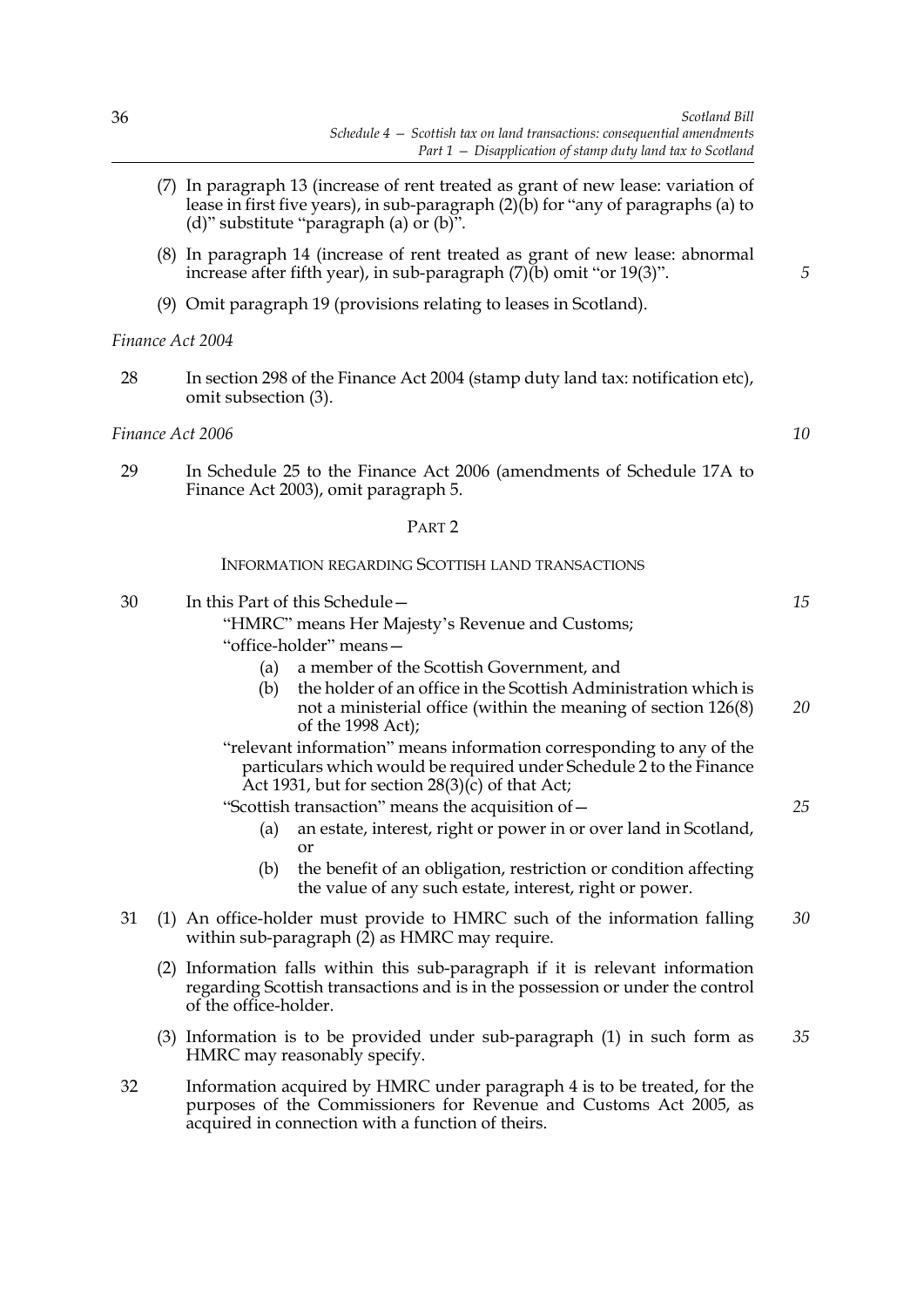(7) In paragraph 13 (increase of rent treated as grant of new lease: variation of lease in first five years), in sub-paragraph (2)(b) for "any of paragraphs (a) to (d)" substitute "paragraph (a) or (b)".

(8) In paragraph 14 (increase of rent treated as grant of new lease: abnormal increase after fifth year), in sub-paragraph (7)(b) omit "or 19(3)".

(9) Omit paragraph 19 (provisions relating to leases in Scotland).

*Finance Act 2004*

28 In section 298 of the Finance Act 2004 (stamp duty land tax: notification etc), omit subsection (3).

*Finance Act 2006*

29 In Schedule 25 to the Finance Act 2006 (amendments of Schedule 17A to Finance Act 2003), omit paragraph 5.

## PART 2

### INFORMATION REGARDING SCOTTISH LAND TRANSACTIONS

30 In this Part of this Schedule—

"HMRC" means Her Majesty's Revenue and Customs;

"office-holder" means—

(a) a member of the Scottish Government, and

(b) the holder of an office in the Scottish Administration which is not a ministerial office (within the meaning of section 126(8) of the 1998 Act);

"relevant information" means information corresponding to any of the particulars which would be required under Schedule 2 to the Finance Act 1931, but for section 28(3)(c) of that Act;

"Scottish transaction" means the acquisition of—

(a) an estate, interest, right or power in or over land in Scotland, or

(b) the benefit of an obligation, restriction or condition affecting the value of any such estate, interest, right or power.

31 (1) An office-holder must provide to HMRC such of the information falling within sub-paragraph (2) as HMRC may require.

(2) Information falls within this sub-paragraph if it is relevant information regarding Scottish transactions and is in the possession or under the control of the office-holder.

(3) Information is to be provided under sub-paragraph (1) in such form as HMRC may reasonably specify.

32 Information acquired by HMRC under paragraph 4 is to be treated, for the purposes of the Commissioners for Revenue and Customs Act 2005, as acquired in connection with a function of theirs.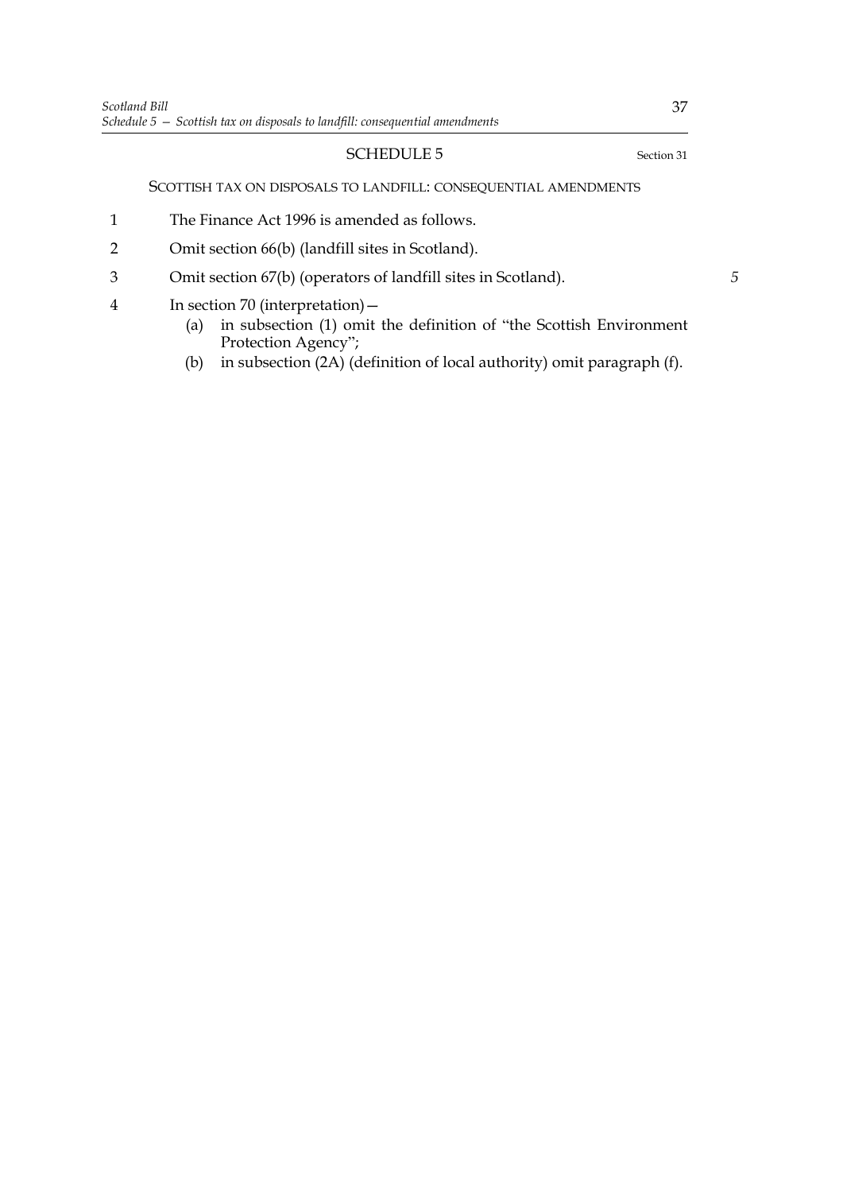# SCHEDULE 5

Section 31

## SCOTTISH TAX ON DISPOSALS TO LANDFILL: CONSEQUENTIAL AMENDMENTS

1. The Finance Act 1996 is amended as follows.
2. Omit section 66(b) (landfill sites in Scotland).
3. Omit section 67(b) (operators of landfill sites in Scotland).
4. In section 70 (interpretation)—
   - (a) in subsection (1) omit the definition of "the Scottish Environment Protection Agency";
   - (b) in subsection (2A) (definition of local authority) omit paragraph (f).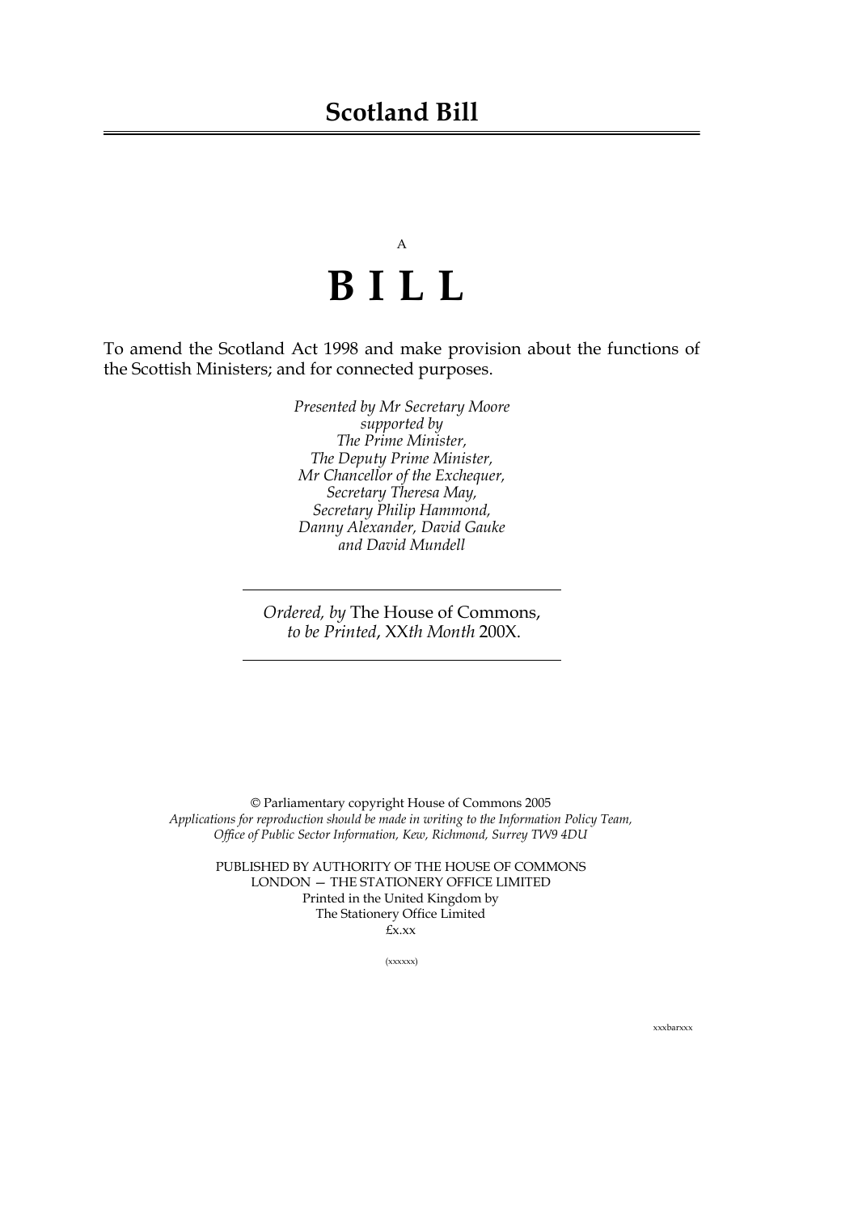# Scotland Bill

A

# B I L L

To amend the Scotland Act 1998 and make provision about the functions of the Scottish Ministers; and for connected purposes.

*Presented by Mr Secretary Moore*
*supported by*
*The Prime Minister,*
*The Deputy Prime Minister,*
*Mr Chancellor of the Exchequer,*
*Secretary Theresa May,*
*Secretary Philip Hammond,*
*Danny Alexander, David Gauke*
*and David Mundell*

---

*Ordered, by* The House of Commons,
*to be Printed*, XX*th Month* 200X.

---

© Parliamentary copyright House of Commons 2005
*Applications for reproduction should be made in writing to the Information Policy Team, Office of Public Sector Information, Kew, Richmond, Surrey TW9 4DU*

PUBLISHED BY AUTHORITY OF THE HOUSE OF COMMONS
LONDON — THE STATIONERY OFFICE LIMITED
Printed in the United Kingdom by
The Stationery Office Limited
£x.xx

(xxxxxx)

xxxbarxxx